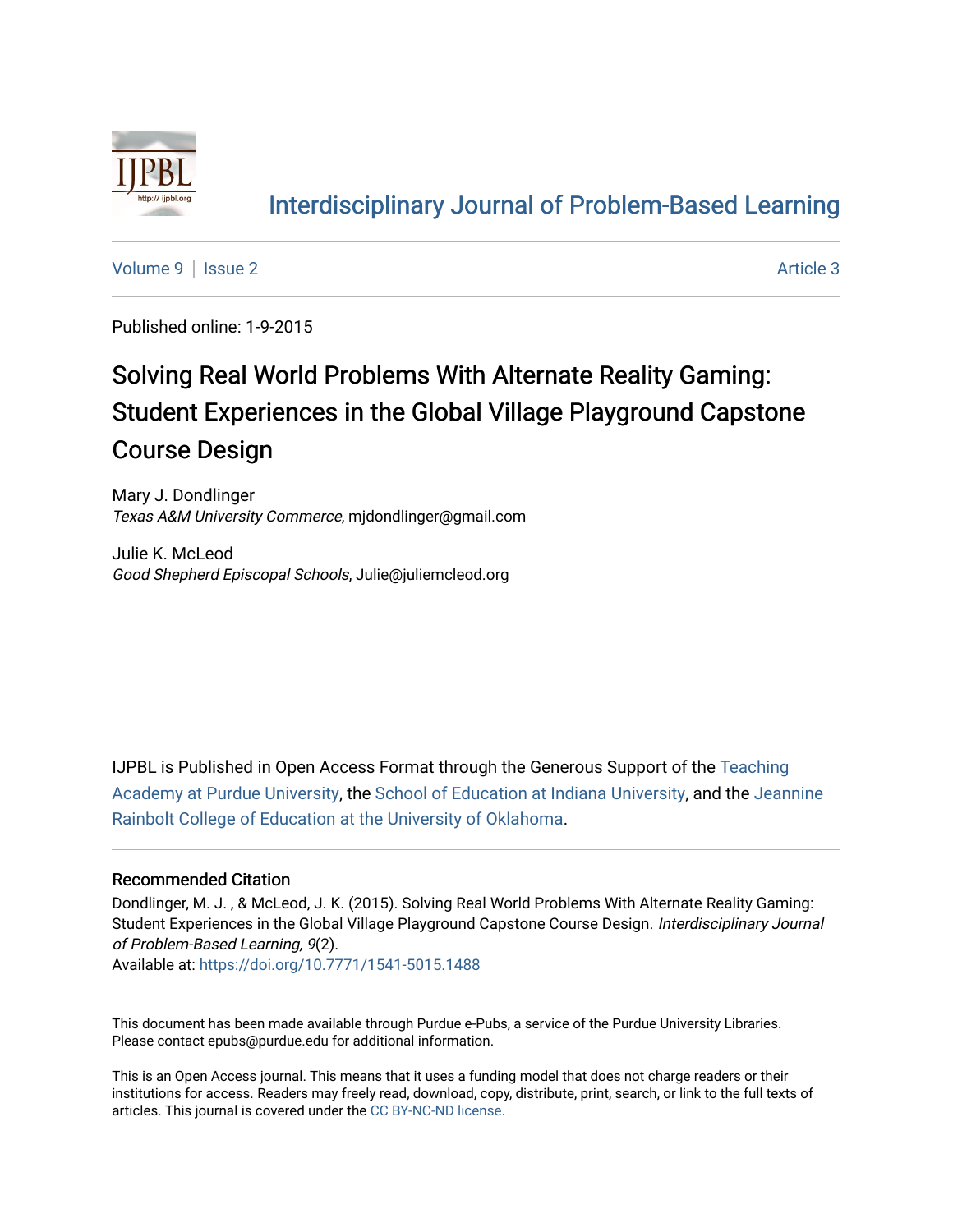# Interdisciplinary Journal of Problem-Based Learning

Volume 9 | Issue 2 Article 3

Published online: 1-9-2015

## Solving Real World Problems With Alternate Reality Gaming: Student Experiences in the Global Village Playground Capstone Course Design

Mary J. Dondlinger
*Texas A&M University Commerce*, mjdondlinger@gmail.com

Julie K. McLeod
*Good Shepherd Episcopal Schools*, Julie@juliemcleod.org

IJPBL is Published in Open Access Format through the Generous Support of the Teaching Academy at Purdue University, the School of Education at Indiana University, and the Jeannine Rainbolt College of Education at the University of Oklahoma.

### Recommended Citation

Dondlinger, M. J. , & McLeod, J. K. (2015). Solving Real World Problems With Alternate Reality Gaming: Student Experiences in the Global Village Playground Capstone Course Design. *Interdisciplinary Journal of Problem-Based Learning, 9*(2).
Available at: https://doi.org/10.7771/1541-5015.1488

This document has been made available through Purdue e-Pubs, a service of the Purdue University Libraries. Please contact epubs@purdue.edu for additional information.

This is an Open Access journal. This means that it uses a funding model that does not charge readers or their institutions for access. Readers may freely read, download, copy, distribute, print, search, or link to the full texts of articles. This journal is covered under the CC BY-NC-ND license.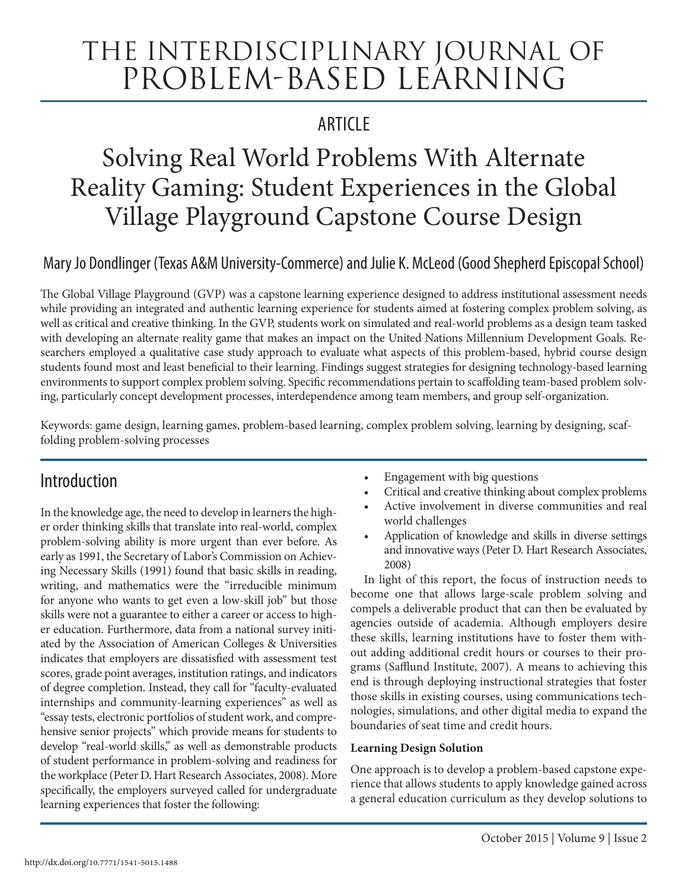# The Interdisciplinary Journal of Problem-Based Learning

## Article

# Solving Real World Problems With Alternate Reality Gaming: Student Experiences in the Global Village Playground Capstone Course Design

Mary Jo Dondlinger (Texas A&M University-Commerce) and Julie K. McLeod (Good Shepherd Episcopal School)

The Global Village Playground (GVP) was a capstone learning experience designed to address institutional assessment needs while providing an integrated and authentic learning experience for students aimed at fostering complex problem solving, as well as critical and creative thinking. In the GVP, students work on simulated and real-world problems as a design team tasked with developing an alternate reality game that makes an impact on the United Nations Millennium Development Goals. Researchers employed a qualitative case study approach to evaluate what aspects of this problem-based, hybrid course design students found most and least beneficial to their learning. Findings suggest strategies for designing technology-based learning environments to support complex problem solving. Specific recommendations pertain to scaffolding team-based problem solving, particularly concept development processes, interdependence among team members, and group self-organization.

Keywords: game design, learning games, problem-based learning, complex problem solving, learning by designing, scaffolding problem-solving processes

## Introduction

In the knowledge age, the need to develop in learners the higher order thinking skills that translate into real-world, complex problem-solving ability is more urgent than ever before. As early as 1991, the Secretary of Labor's Commission on Achieving Necessary Skills (1991) found that basic skills in reading, writing, and mathematics were the "irreducible minimum for anyone who wants to get even a low-skill job" but those skills were not a guarantee to either a career or access to higher education. Furthermore, data from a national survey initiated by the Association of American Colleges & Universities indicates that employers are dissatisfied with assessment test scores, grade point averages, institution ratings, and indicators of degree completion. Instead, they call for "faculty-evaluated internships and community-learning experiences" as well as "essay tests, electronic portfolios of student work, and comprehensive senior projects" which provide means for students to develop "real-world skills," as well as demonstrable products of student performance in problem-solving and readiness for the workplace (Peter D. Hart Research Associates, 2008). More specifically, the employers surveyed called for undergraduate learning experiences that foster the following:

- Engagement with big questions
- Critical and creative thinking about complex problems
- Active involvement in diverse communities and real world challenges
- Application of knowledge and skills in diverse settings and innovative ways (Peter D. Hart Research Associates, 2008)

In light of this report, the focus of instruction needs to become one that allows large-scale problem solving and compels a deliverable product that can then be evaluated by agencies outside of academia. Although employers desire these skills, learning institutions have to foster them without adding additional credit hours or courses to their programs (Safflund Institute, 2007). A means to achieving this end is through deploying instructional strategies that foster those skills in existing courses, using communications technologies, simulations, and other digital media to expand the boundaries of seat time and credit hours.

**Learning Design Solution**

One approach is to develop a problem-based capstone experience that allows students to apply knowledge gained across a general education curriculum as they develop solutions to

http://dx.doi.org/10.7771/1541-5015.1488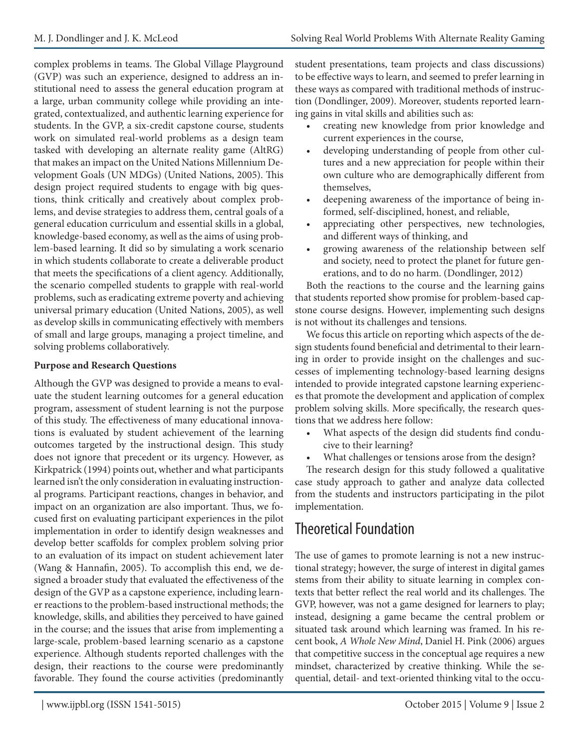complex problems in teams. The Global Village Playground (GVP) was such an experience, designed to address an institutional need to assess the general education program at a large, urban community college while providing an integrated, contextualized, and authentic learning experience for students. In the GVP, a six-credit capstone course, students work on simulated real-world problems as a design team tasked with developing an alternate reality game (AltRG) that makes an impact on the United Nations Millennium Development Goals (UN MDGs) (United Nations, 2005). This design project required students to engage with big questions, think critically and creatively about complex problems, and devise strategies to address them, central goals of a general education curriculum and essential skills in a global, knowledge-based economy, as well as the aims of using problem-based learning. It did so by simulating a work scenario in which students collaborate to create a deliverable product that meets the specifications of a client agency. Additionally, the scenario compelled students to grapple with real-world problems, such as eradicating extreme poverty and achieving universal primary education (United Nations, 2005), as well as develop skills in communicating effectively with members of small and large groups, managing a project timeline, and solving problems collaboratively.

**Purpose and Research Questions**

Although the GVP was designed to provide a means to evaluate the student learning outcomes for a general education program, assessment of student learning is not the purpose of this study. The effectiveness of many educational innovations is evaluated by student achievement of the learning outcomes targeted by the instructional design. This study does not ignore that precedent or its urgency. However, as Kirkpatrick (1994) points out, whether and what participants learned isn't the only consideration in evaluating instructional programs. Participant reactions, changes in behavior, and impact on an organization are also important. Thus, we focused first on evaluating participant experiences in the pilot implementation in order to identify design weaknesses and develop better scaffolds for complex problem solving prior to an evaluation of its impact on student achievement later (Wang & Hannafin, 2005). To accomplish this end, we designed a broader study that evaluated the effectiveness of the design of the GVP as a capstone experience, including learner reactions to the problem-based instructional methods; the knowledge, skills, and abilities they perceived to have gained in the course; and the issues that arise from implementing a large-scale, problem-based learning scenario as a capstone experience. Although students reported challenges with the design, their reactions to the course were predominantly favorable. They found the course activities (predominantly student presentations, team projects and class discussions) to be effective ways to learn, and seemed to prefer learning in these ways as compared with traditional methods of instruction (Dondlinger, 2009). Moreover, students reported learning gains in vital skills and abilities such as:

- creating new knowledge from prior knowledge and current experiences in the course,
- developing understanding of people from other cultures and a new appreciation for people within their own culture who are demographically different from themselves,
- deepening awareness of the importance of being informed, self-disciplined, honest, and reliable,
- appreciating other perspectives, new technologies, and different ways of thinking, and
- growing awareness of the relationship between self and society, need to protect the planet for future generations, and to do no harm. (Dondlinger, 2012)

Both the reactions to the course and the learning gains that students reported show promise for problem-based capstone course designs. However, implementing such designs is not without its challenges and tensions.

We focus this article on reporting which aspects of the design students found beneficial and detrimental to their learning in order to provide insight on the challenges and successes of implementing technology-based learning designs intended to provide integrated capstone learning experiences that promote the development and application of complex problem solving skills. More specifically, the research questions that we address here follow:

- What aspects of the design did students find conducive to their learning?
- What challenges or tensions arose from the design?

The research design for this study followed a qualitative case study approach to gather and analyze data collected from the students and instructors participating in the pilot implementation.

## Theoretical Foundation

The use of games to promote learning is not a new instructional strategy; however, the surge of interest in digital games stems from their ability to situate learning in complex contexts that better reflect the real world and its challenges. The GVP, however, was not a game designed for learners to play; instead, designing a game became the central problem or situated task around which learning was framed. In his recent book, *A Whole New Mind*, Daniel H. Pink (2006) argues that competitive success in the conceptual age requires a new mindset, characterized by creative thinking. While the sequential, detail- and text-oriented thinking vital to the occu-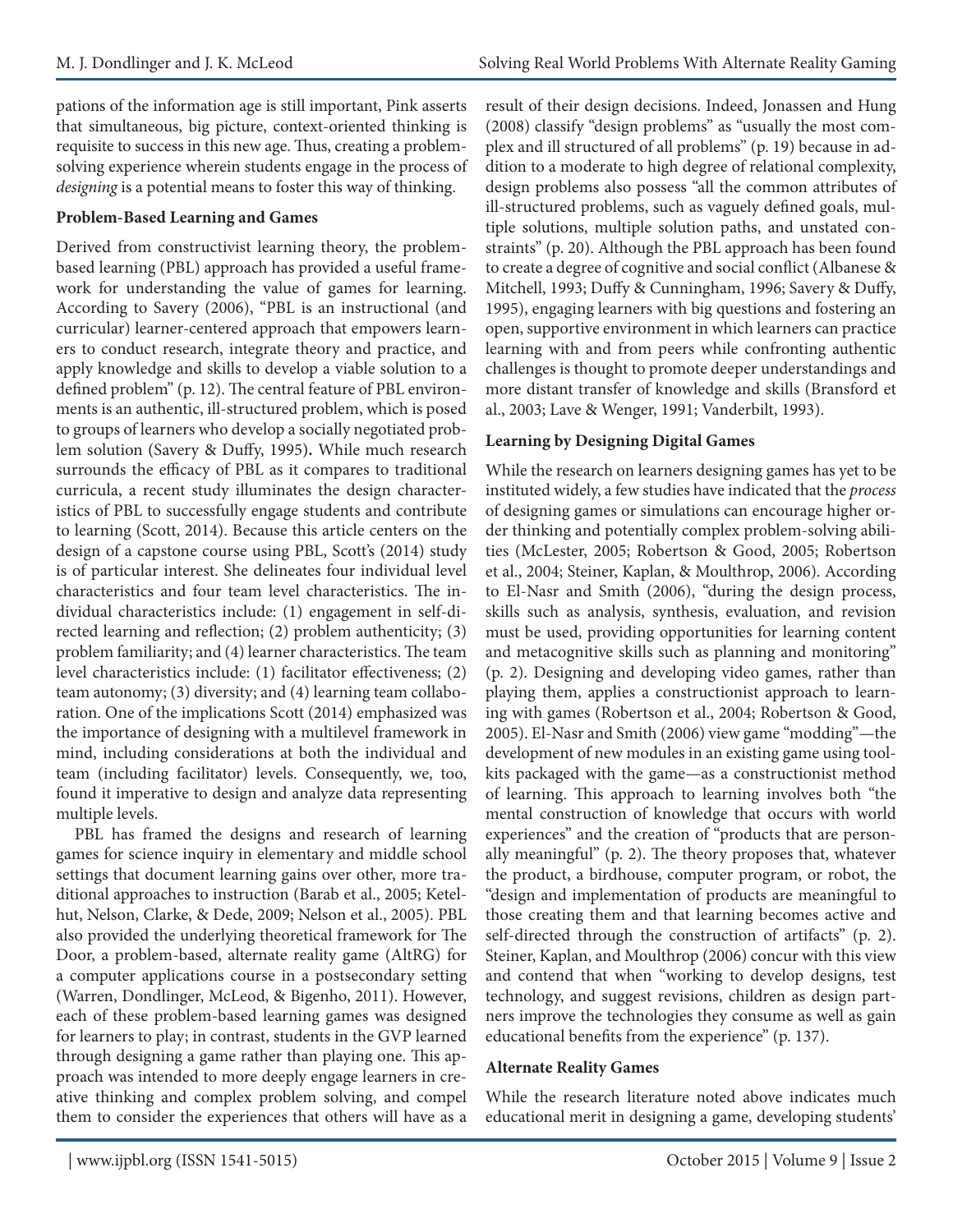pations of the information age is still important, Pink asserts that simultaneous, big picture, context-oriented thinking is requisite to success in this new age. Thus, creating a problem-solving experience wherein students engage in the process of *designing* is a potential means to foster this way of thinking.

### Problem-Based Learning and Games

Derived from constructivist learning theory, the problem-based learning (PBL) approach has provided a useful framework for understanding the value of games for learning. According to Savery (2006), "PBL is an instructional (and curricular) learner-centered approach that empowers learners to conduct research, integrate theory and practice, and apply knowledge and skills to develop a viable solution to a defined problem" (p. 12). The central feature of PBL environments is an authentic, ill-structured problem, which is posed to groups of learners who develop a socially negotiated problem solution (Savery & Duffy, 1995). While much research surrounds the efficacy of PBL as it compares to traditional curricula, a recent study illuminates the design characteristics of PBL to successfully engage students and contribute to learning (Scott, 2014). Because this article centers on the design of a capstone course using PBL, Scott's (2014) study is of particular interest. She delineates four individual level characteristics and four team level characteristics. The individual characteristics include: (1) engagement in self-directed learning and reflection; (2) problem authenticity; (3) problem familiarity; and (4) learner characteristics. The team level characteristics include: (1) facilitator effectiveness; (2) team autonomy; (3) diversity; and (4) learning team collaboration. One of the implications Scott (2014) emphasized was the importance of designing with a multilevel framework in mind, including considerations at both the individual and team (including facilitator) levels. Consequently, we, too, found it imperative to design and analyze data representing multiple levels.

PBL has framed the designs and research of learning games for science inquiry in elementary and middle school settings that document learning gains over other, more traditional approaches to instruction (Barab et al., 2005; Ketelhut, Nelson, Clarke, & Dede, 2009; Nelson et al., 2005). PBL also provided the underlying theoretical framework for The Door, a problem-based, alternate reality game (AltRG) for a computer applications course in a postsecondary setting (Warren, Dondlinger, McLeod, & Bigenho, 2011). However, each of these problem-based learning games was designed for learners to play; in contrast, students in the GVP learned through designing a game rather than playing one. This approach was intended to more deeply engage learners in creative thinking and complex problem solving, and compel them to consider the experiences that others will have as a result of their design decisions. Indeed, Jonassen and Hung (2008) classify "design problems" as "usually the most complex and ill structured of all problems" (p. 19) because in addition to a moderate to high degree of relational complexity, design problems also possess "all the common attributes of ill-structured problems, such as vaguely defined goals, multiple solutions, multiple solution paths, and unstated constraints" (p. 20). Although the PBL approach has been found to create a degree of cognitive and social conflict (Albanese & Mitchell, 1993; Duffy & Cunningham, 1996; Savery & Duffy, 1995), engaging learners with big questions and fostering an open, supportive environment in which learners can practice learning with and from peers while confronting authentic challenges is thought to promote deeper understandings and more distant transfer of knowledge and skills (Bransford et al., 2003; Lave & Wenger, 1991; Vanderbilt, 1993).

### Learning by Designing Digital Games

While the research on learners designing games has yet to be instituted widely, a few studies have indicated that the *process* of designing games or simulations can encourage higher order thinking and potentially complex problem-solving abilities (McLester, 2005; Robertson & Good, 2005; Robertson et al., 2004; Steiner, Kaplan, & Moulthrop, 2006). According to El-Nasr and Smith (2006), "during the design process, skills such as analysis, synthesis, evaluation, and revision must be used, providing opportunities for learning content and metacognitive skills such as planning and monitoring" (p. 2). Designing and developing video games, rather than playing them, applies a constructionist approach to learning with games (Robertson et al., 2004; Robertson & Good, 2005). El-Nasr and Smith (2006) view game "modding"—the development of new modules in an existing game using toolkits packaged with the game—as a constructionist method of learning. This approach to learning involves both "the mental construction of knowledge that occurs with world experiences" and the creation of "products that are personally meaningful" (p. 2). The theory proposes that, whatever the product, a birdhouse, computer program, or robot, the "design and implementation of products are meaningful to those creating them and that learning becomes active and self-directed through the construction of artifacts" (p. 2). Steiner, Kaplan, and Moulthrop (2006) concur with this view and contend that when "working to develop designs, test technology, and suggest revisions, children as design partners improve the technologies they consume as well as gain educational benefits from the experience" (p. 137).

### Alternate Reality Games

While the research literature noted above indicates much educational merit in designing a game, developing students'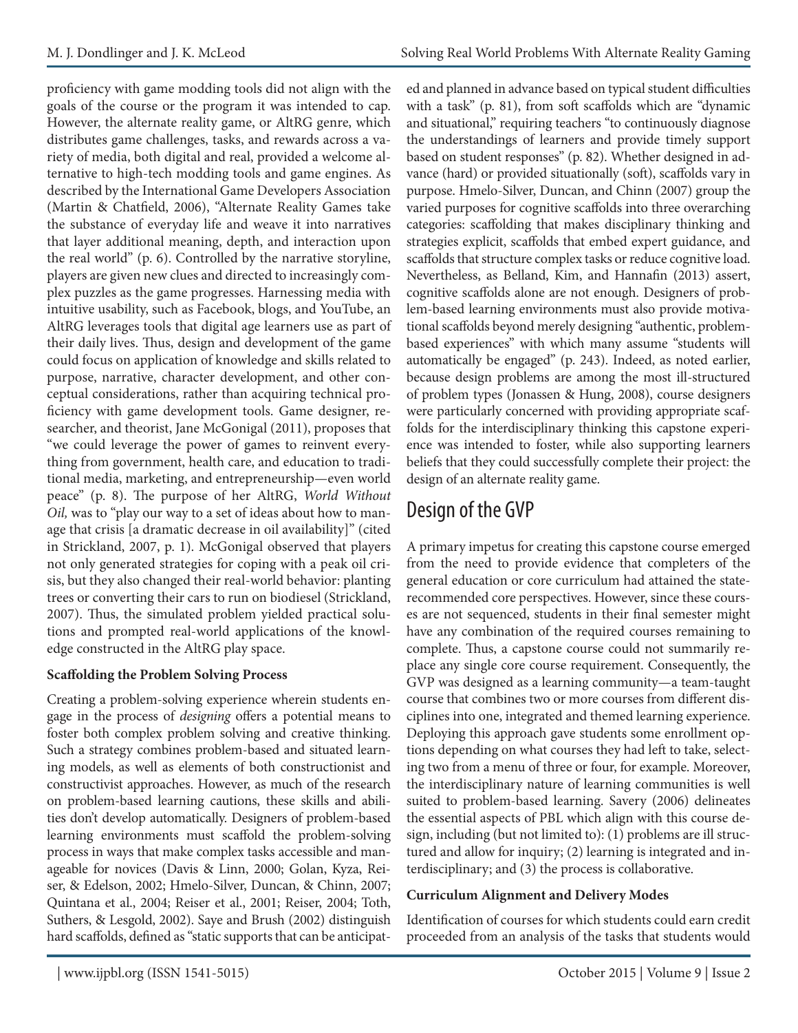proficiency with game modding tools did not align with the goals of the course or the program it was intended to cap. However, the alternate reality game, or AltRG genre, which distributes game challenges, tasks, and rewards across a variety of media, both digital and real, provided a welcome alternative to high-tech modding tools and game engines. As described by the International Game Developers Association (Martin & Chatfield, 2006), "Alternate Reality Games take the substance of everyday life and weave it into narratives that layer additional meaning, depth, and interaction upon the real world" (p. 6). Controlled by the narrative storyline, players are given new clues and directed to increasingly complex puzzles as the game progresses. Harnessing media with intuitive usability, such as Facebook, blogs, and YouTube, an AltRG leverages tools that digital age learners use as part of their daily lives. Thus, design and development of the game could focus on application of knowledge and skills related to purpose, narrative, character development, and other conceptual considerations, rather than acquiring technical proficiency with game development tools. Game designer, researcher, and theorist, Jane McGonigal (2011), proposes that "we could leverage the power of games to reinvent everything from government, health care, and education to traditional media, marketing, and entrepreneurship—even world peace" (p. 8). The purpose of her AltRG, *World Without Oil,* was to "play our way to a set of ideas about how to manage that crisis [a dramatic decrease in oil availability]" (cited in Strickland, 2007, p. 1). McGonigal observed that players not only generated strategies for coping with a peak oil crisis, but they also changed their real-world behavior: planting trees or converting their cars to run on biodiesel (Strickland, 2007). Thus, the simulated problem yielded practical solutions and prompted real-world applications of the knowledge constructed in the AltRG play space.

**Scaffolding the Problem Solving Process**

Creating a problem-solving experience wherein students engage in the process of *designing* offers a potential means to foster both complex problem solving and creative thinking. Such a strategy combines problem-based and situated learning models, as well as elements of both constructionist and constructivist approaches. However, as much of the research on problem-based learning cautions, these skills and abilities don't develop automatically. Designers of problem-based learning environments must scaffold the problem-solving process in ways that make complex tasks accessible and manageable for novices (Davis & Linn, 2000; Golan, Kyza, Reiser, & Edelson, 2002; Hmelo-Silver, Duncan, & Chinn, 2007; Quintana et al., 2004; Reiser et al., 2001; Reiser, 2004; Toth, Suthers, & Lesgold, 2002). Saye and Brush (2002) distinguish hard scaffolds, defined as "static supports that can be anticipated and planned in advance based on typical student difficulties with a task" (p. 81), from soft scaffolds which are "dynamic and situational," requiring teachers "to continuously diagnose the understandings of learners and provide timely support based on student responses" (p. 82). Whether designed in advance (hard) or provided situationally (soft), scaffolds vary in purpose. Hmelo-Silver, Duncan, and Chinn (2007) group the varied purposes for cognitive scaffolds into three overarching categories: scaffolding that makes disciplinary thinking and strategies explicit, scaffolds that embed expert guidance, and scaffolds that structure complex tasks or reduce cognitive load. Nevertheless, as Belland, Kim, and Hannafin (2013) assert, cognitive scaffolds alone are not enough. Designers of problem-based learning environments must also provide motivational scaffolds beyond merely designing "authentic, problem-based experiences" with which many assume "students will automatically be engaged" (p. 243). Indeed, as noted earlier, because design problems are among the most ill-structured of problem types (Jonassen & Hung, 2008), course designers were particularly concerned with providing appropriate scaffolds for the interdisciplinary thinking this capstone experience was intended to foster, while also supporting learners beliefs that they could successfully complete their project: the design of an alternate reality game.

## Design of the GVP

A primary impetus for creating this capstone course emerged from the need to provide evidence that completers of the general education or core curriculum had attained the state-recommended core perspectives. However, since these courses are not sequenced, students in their final semester might have any combination of the required courses remaining to complete. Thus, a capstone course could not summarily replace any single core course requirement. Consequently, the GVP was designed as a learning community—a team-taught course that combines two or more courses from different disciplines into one, integrated and themed learning experience. Deploying this approach gave students some enrollment options depending on what courses they had left to take, selecting two from a menu of three or four, for example. Moreover, the interdisciplinary nature of learning communities is well suited to problem-based learning. Savery (2006) delineates the essential aspects of PBL which align with this course design, including (but not limited to): (1) problems are ill structured and allow for inquiry; (2) learning is integrated and interdisciplinary; and (3) the process is collaborative.

**Curriculum Alignment and Delivery Modes**

Identification of courses for which students could earn credit proceeded from an analysis of the tasks that students would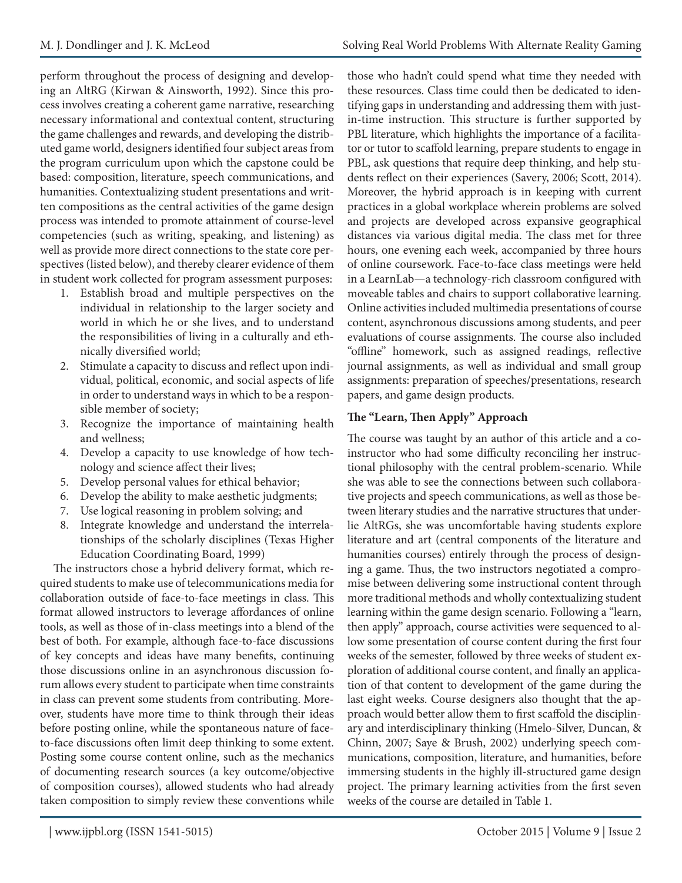perform throughout the process of designing and developing an AltRG (Kirwan & Ainsworth, 1992). Since this process involves creating a coherent game narrative, researching necessary informational and contextual content, structuring the game challenges and rewards, and developing the distributed game world, designers identified four subject areas from the program curriculum upon which the capstone could be based: composition, literature, speech communications, and humanities. Contextualizing student presentations and written compositions as the central activities of the game design process was intended to promote attainment of course-level competencies (such as writing, speaking, and listening) as well as provide more direct connections to the state core perspectives (listed below), and thereby clearer evidence of them in student work collected for program assessment purposes:

1. Establish broad and multiple perspectives on the individual in relationship to the larger society and world in which he or she lives, and to understand the responsibilities of living in a culturally and ethnically diversified world;
2. Stimulate a capacity to discuss and reflect upon individual, political, economic, and social aspects of life in order to understand ways in which to be a responsible member of society;
3. Recognize the importance of maintaining health and wellness;
4. Develop a capacity to use knowledge of how technology and science affect their lives;
5. Develop personal values for ethical behavior;
6. Develop the ability to make aesthetic judgments;
7. Use logical reasoning in problem solving; and
8. Integrate knowledge and understand the interrelationships of the scholarly disciplines (Texas Higher Education Coordinating Board, 1999)

The instructors chose a hybrid delivery format, which required students to make use of telecommunications media for collaboration outside of face-to-face meetings in class. This format allowed instructors to leverage affordances of online tools, as well as those of in-class meetings into a blend of the best of both. For example, although face-to-face discussions of key concepts and ideas have many benefits, continuing those discussions online in an asynchronous discussion forum allows every student to participate when time constraints in class can prevent some students from contributing. Moreover, students have more time to think through their ideas before posting online, while the spontaneous nature of face-to-face discussions often limit deep thinking to some extent. Posting some course content online, such as the mechanics of documenting research sources (a key outcome/objective of composition courses), allowed students who had already taken composition to simply review these conventions while those who hadn't could spend what time they needed with these resources. Class time could then be dedicated to identifying gaps in understanding and addressing them with just-in-time instruction. This structure is further supported by PBL literature, which highlights the importance of a facilitator or tutor to scaffold learning, prepare students to engage in PBL, ask questions that require deep thinking, and help students reflect on their experiences (Savery, 2006; Scott, 2014). Moreover, the hybrid approach is in keeping with current practices in a global workplace wherein problems are solved and projects are developed across expansive geographical distances via various digital media. The class met for three hours, one evening each week, accompanied by three hours of online coursework. Face-to-face class meetings were held in a LearnLab—a technology-rich classroom configured with moveable tables and chairs to support collaborative learning. Online activities included multimedia presentations of course content, asynchronous discussions among students, and peer evaluations of course assignments. The course also included "offline" homework, such as assigned readings, reflective journal assignments, as well as individual and small group assignments: preparation of speeches/presentations, research papers, and game design products.

### The "Learn, Then Apply" Approach

The course was taught by an author of this article and a co-instructor who had some difficulty reconciling her instructional philosophy with the central problem-scenario. While she was able to see the connections between such collaborative projects and speech communications, as well as those between literary studies and the narrative structures that underlie AltRGs, she was uncomfortable having students explore literature and art (central components of the literature and humanities courses) entirely through the process of designing a game. Thus, the two instructors negotiated a compromise between delivering some instructional content through more traditional methods and wholly contextualizing student learning within the game design scenario. Following a "learn, then apply" approach, course activities were sequenced to allow some presentation of course content during the first four weeks of the semester, followed by three weeks of student exploration of additional course content, and finally an application of that content to development of the game during the last eight weeks. Course designers also thought that the approach would better allow them to first scaffold the disciplinary and interdisciplinary thinking (Hmelo-Silver, Duncan, & Chinn, 2007; Saye & Brush, 2002) underlying speech communications, composition, literature, and humanities, before immersing students in the highly ill-structured game design project. The primary learning activities from the first seven weeks of the course are detailed in Table 1.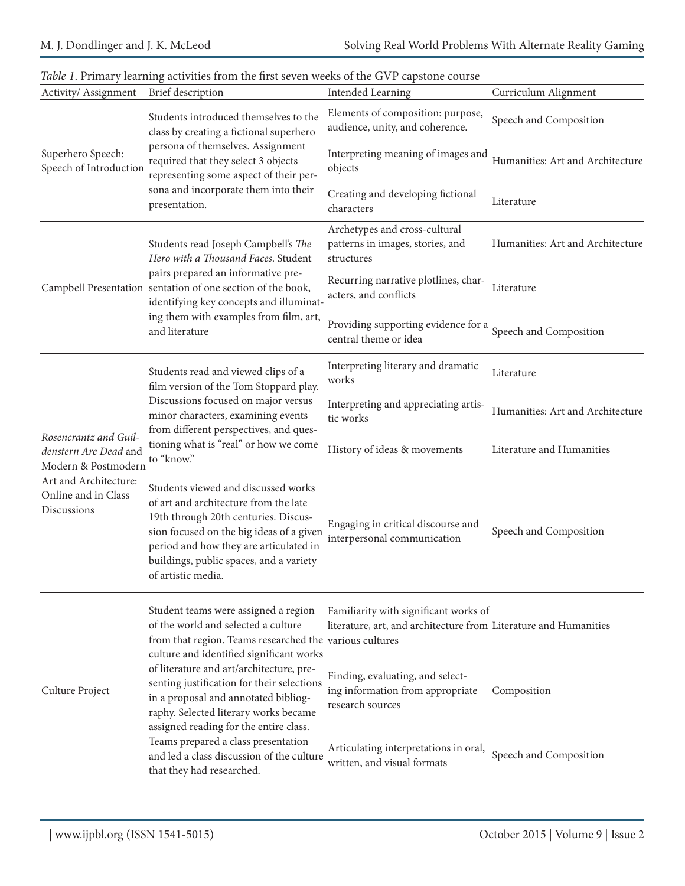*Table 1*. Primary learning activities from the first seven weeks of the GVP capstone course

| Activity/ Assignment | Brief description | Intended Learning | Curriculum Alignment |
|---|---|---|---|
| Superhero Speech: Speech of Introduction | Students introduced themselves to the class by creating a fictional superhero persona of themselves. Assignment required that they select 3 objects representing some aspect of their persona and incorporate them into their presentation. | Elements of composition: purpose, audience, unity, and coherence. | Speech and Composition |
| | | Interpreting meaning of images and objects | Humanities: Art and Architecture |
| | | Creating and developing fictional characters | Literature |
| Campbell Presentation | Students read Joseph Campbell's *The Hero with a Thousand Faces*. Student pairs prepared an informative presentation of one section of the book, identifying key concepts and illuminating them with examples from film, art, and literature | Archetypes and cross-cultural patterns in images, stories, and structures | Humanities: Art and Architecture |
| | | Recurring narrative plotlines, characters, and conflicts | Literature |
| | | Providing supporting evidence for a central theme or idea | Speech and Composition |
| *Rosencrantz and Guildenstern Are Dead* and Modern & Postmodern Art and Architecture: Online and in Class Discussions | Students read and viewed clips of a film version of the Tom Stoppard play. Discussions focused on major versus minor characters, examining events from different perspectives, and questioning what is "real" or how we come to "know." | Interpreting literary and dramatic works | Literature |
| | | Interpreting and appreciating artistic works | Humanities: Art and Architecture |
| | | History of ideas & movements | Literature and Humanities |
| | Students viewed and discussed works of art and architecture from the late 19th through 20th centuries. Discussion focused on the big ideas of a given period and how they are articulated in buildings, public spaces, and a variety of artistic media. | Engaging in critical discourse and interpersonal communication | Speech and Composition |
| Culture Project | Student teams were assigned a region of the world and selected a culture from that region. Teams researched the culture and identified significant works of literature and art/architecture, presenting justification for their selections in a proposal and annotated bibliography. Selected literary works became assigned reading for the entire class. Teams prepared a class presentation and led a class discussion of the culture that they had researched. | Familiarity with significant works of literature, art, and architecture from various cultures | Literature and Humanities |
| | | Finding, evaluating, and selecting information from appropriate research sources | Composition |
| | | Articulating interpretations in oral, written, and visual formats | Speech and Composition |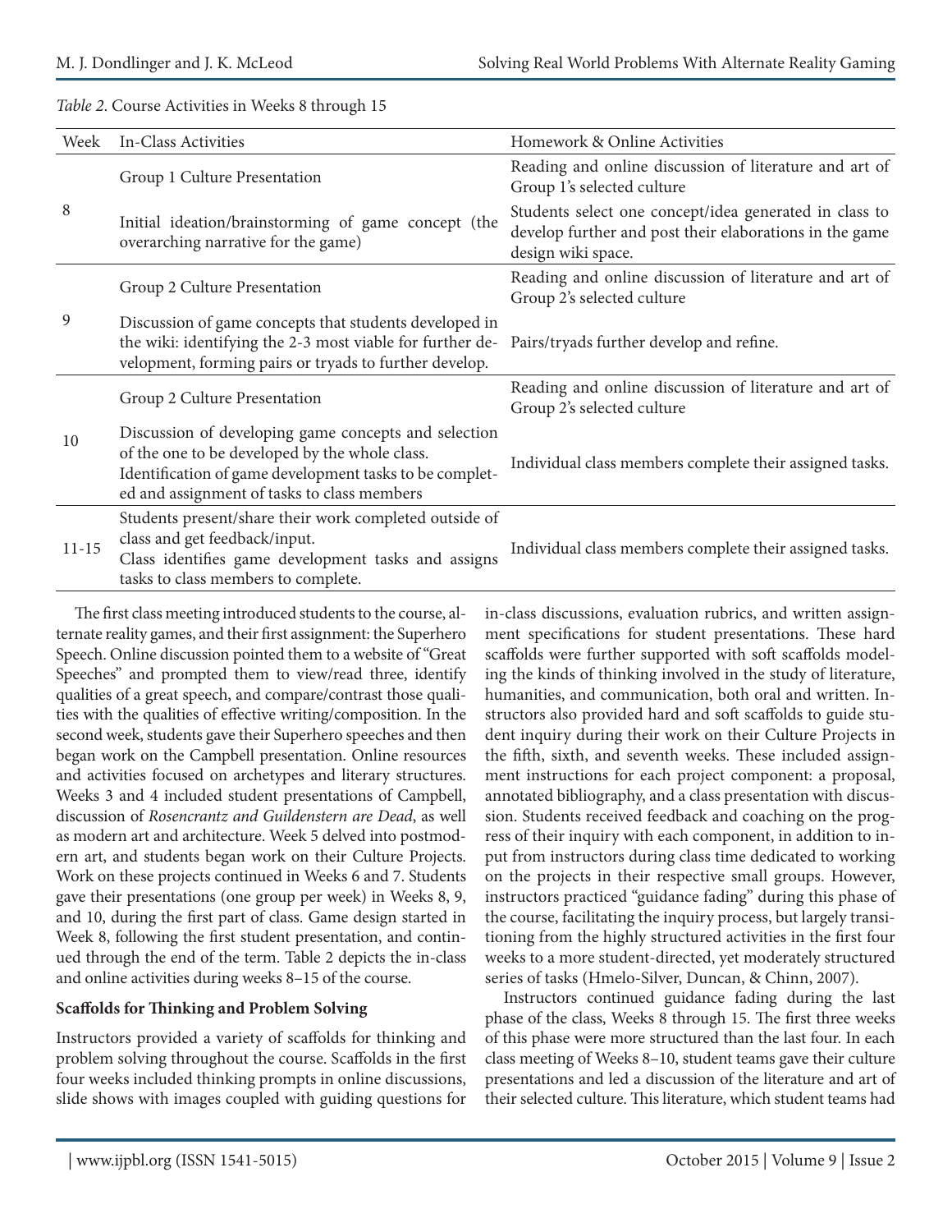*Table 2*. Course Activities in Weeks 8 through 15

| Week | In-Class Activities | Homework & Online Activities |
|---|---|---|
| 8 | Group 1 Culture Presentation | Reading and online discussion of literature and art of Group 1's selected culture |
| | Initial ideation/brainstorming of game concept (the overarching narrative for the game) | Students select one concept/idea generated in class to develop further and post their elaborations in the game design wiki space. |
| 9 | Group 2 Culture Presentation | Reading and online discussion of literature and art of Group 2's selected culture |
| | Discussion of game concepts that students developed in the wiki: identifying the 2-3 most viable for further development, forming pairs or tryads to further develop. | Pairs/tryads further develop and refine. |
| 10 | Group 2 Culture Presentation | Reading and online discussion of literature and art of Group 2's selected culture |
| | Discussion of developing game concepts and selection of the one to be developed by the whole class. Identification of game development tasks to be completed and assignment of tasks to class members | Individual class members complete their assigned tasks. |
| 11-15 | Students present/share their work completed outside of class and get feedback/input. Class identifies game development tasks and assigns tasks to class members to complete. | Individual class members complete their assigned tasks. |

The first class meeting introduced students to the course, alternate reality games, and their first assignment: the Superhero Speech. Online discussion pointed them to a website of "Great Speeches" and prompted them to view/read three, identify qualities of a great speech, and compare/contrast those qualities with the qualities of effective writing/composition. In the second week, students gave their Superhero speeches and then began work on the Campbell presentation. Online resources and activities focused on archetypes and literary structures. Weeks 3 and 4 included student presentations of Campbell, discussion of *Rosencrantz and Guildenstern are Dead*, as well as modern art and architecture. Week 5 delved into postmodern art, and students began work on their Culture Projects. Work on these projects continued in Weeks 6 and 7. Students gave their presentations (one group per week) in Weeks 8, 9, and 10, during the first part of class. Game design started in Week 8, following the first student presentation, and continued through the end of the term. Table 2 depicts the in-class and online activities during weeks 8–15 of the course.

**Scaffolds for Thinking and Problem Solving**

Instructors provided a variety of scaffolds for thinking and problem solving throughout the course. Scaffolds in the first four weeks included thinking prompts in online discussions, slide shows with images coupled with guiding questions for in-class discussions, evaluation rubrics, and written assignment specifications for student presentations. These hard scaffolds were further supported with soft scaffolds modeling the kinds of thinking involved in the study of literature, humanities, and communication, both oral and written. Instructors also provided hard and soft scaffolds to guide student inquiry during their work on their Culture Projects in the fifth, sixth, and seventh weeks. These included assignment instructions for each project component: a proposal, annotated bibliography, and a class presentation with discussion. Students received feedback and coaching on the progress of their inquiry with each component, in addition to input from instructors during class time dedicated to working on the projects in their respective small groups. However, instructors practiced "guidance fading" during this phase of the course, facilitating the inquiry process, but largely transitioning from the highly structured activities in the first four weeks to a more student-directed, yet moderately structured series of tasks (Hmelo-Silver, Duncan, & Chinn, 2007).

Instructors continued guidance fading during the last phase of the class, Weeks 8 through 15. The first three weeks of this phase were more structured than the last four. In each class meeting of Weeks 8–10, student teams gave their culture presentations and led a discussion of the literature and art of their selected culture. This literature, which student teams had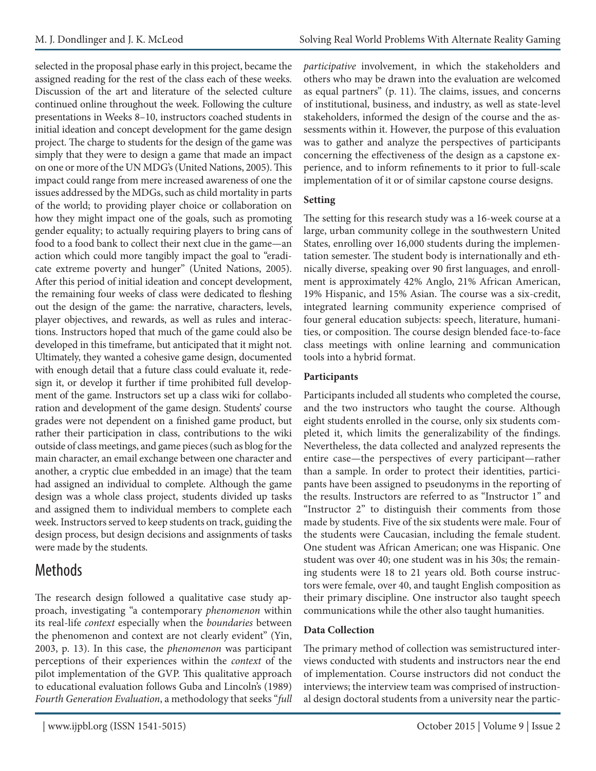selected in the proposal phase early in this project, became the assigned reading for the rest of the class each of these weeks. Discussion of the art and literature of the selected culture continued online throughout the week. Following the culture presentations in Weeks 8–10, instructors coached students in initial ideation and concept development for the game design project. The charge to students for the design of the game was simply that they were to design a game that made an impact on one or more of the UN MDG's (United Nations, 2005). This impact could range from mere increased awareness of one the issues addressed by the MDGs, such as child mortality in parts of the world; to providing player choice or collaboration on how they might impact one of the goals, such as promoting gender equality; to actually requiring players to bring cans of food to a food bank to collect their next clue in the game—an action which could more tangibly impact the goal to "eradicate extreme poverty and hunger" (United Nations, 2005). After this period of initial ideation and concept development, the remaining four weeks of class were dedicated to fleshing out the design of the game: the narrative, characters, levels, player objectives, and rewards, as well as rules and interactions. Instructors hoped that much of the game could also be developed in this timeframe, but anticipated that it might not. Ultimately, they wanted a cohesive game design, documented with enough detail that a future class could evaluate it, redesign it, or develop it further if time prohibited full development of the game. Instructors set up a class wiki for collaboration and development of the game design. Students' course grades were not dependent on a finished game product, but rather their participation in class, contributions to the wiki outside of class meetings, and game pieces (such as blog for the main character, an email exchange between one character and another, a cryptic clue embedded in an image) that the team had assigned an individual to complete. Although the game design was a whole class project, students divided up tasks and assigned them to individual members to complete each week. Instructors served to keep students on track, guiding the design process, but design decisions and assignments of tasks were made by the students.

# Methods

The research design followed a qualitative case study approach, investigating "a contemporary *phenomenon* within its real-life *context* especially when the *boundaries* between the phenomenon and context are not clearly evident" (Yin, 2003, p. 13). In this case, the *phenomenon* was participant perceptions of their experiences within the *context* of the pilot implementation of the GVP. This qualitative approach to educational evaluation follows Guba and Lincoln's (1989) *Fourth Generation Evaluation*, a methodology that seeks "*full participative* involvement, in which the stakeholders and others who may be drawn into the evaluation are welcomed as equal partners" (p. 11). The claims, issues, and concerns of institutional, business, and industry, as well as state-level stakeholders, informed the design of the course and the assessments within it. However, the purpose of this evaluation was to gather and analyze the perspectives of participants concerning the effectiveness of the design as a capstone experience, and to inform refinements to it prior to full-scale implementation of it or of similar capstone course designs.

**Setting**

The setting for this research study was a 16-week course at a large, urban community college in the southwestern United States, enrolling over 16,000 students during the implementation semester. The student body is internationally and ethnically diverse, speaking over 90 first languages, and enrollment is approximately 42% Anglo, 21% African American, 19% Hispanic, and 15% Asian. The course was a six-credit, integrated learning community experience comprised of four general education subjects: speech, literature, humanities, or composition. The course design blended face-to-face class meetings with online learning and communication tools into a hybrid format.

**Participants**

Participants included all students who completed the course, and the two instructors who taught the course. Although eight students enrolled in the course, only six students completed it, which limits the generalizability of the findings. Nevertheless, the data collected and analyzed represents the entire case—the perspectives of every participant—rather than a sample. In order to protect their identities, participants have been assigned to pseudonyms in the reporting of the results. Instructors are referred to as "Instructor 1" and "Instructor 2" to distinguish their comments from those made by students. Five of the six students were male. Four of the students were Caucasian, including the female student. One student was African American; one was Hispanic. One student was over 40; one student was in his 30s; the remaining students were 18 to 21 years old. Both course instructors were female, over 40, and taught English composition as their primary discipline. One instructor also taught speech communications while the other also taught humanities.

**Data Collection**

The primary method of collection was semistructured interviews conducted with students and instructors near the end of implementation. Course instructors did not conduct the interviews; the interview team was comprised of instructional design doctoral students from a university near the partic-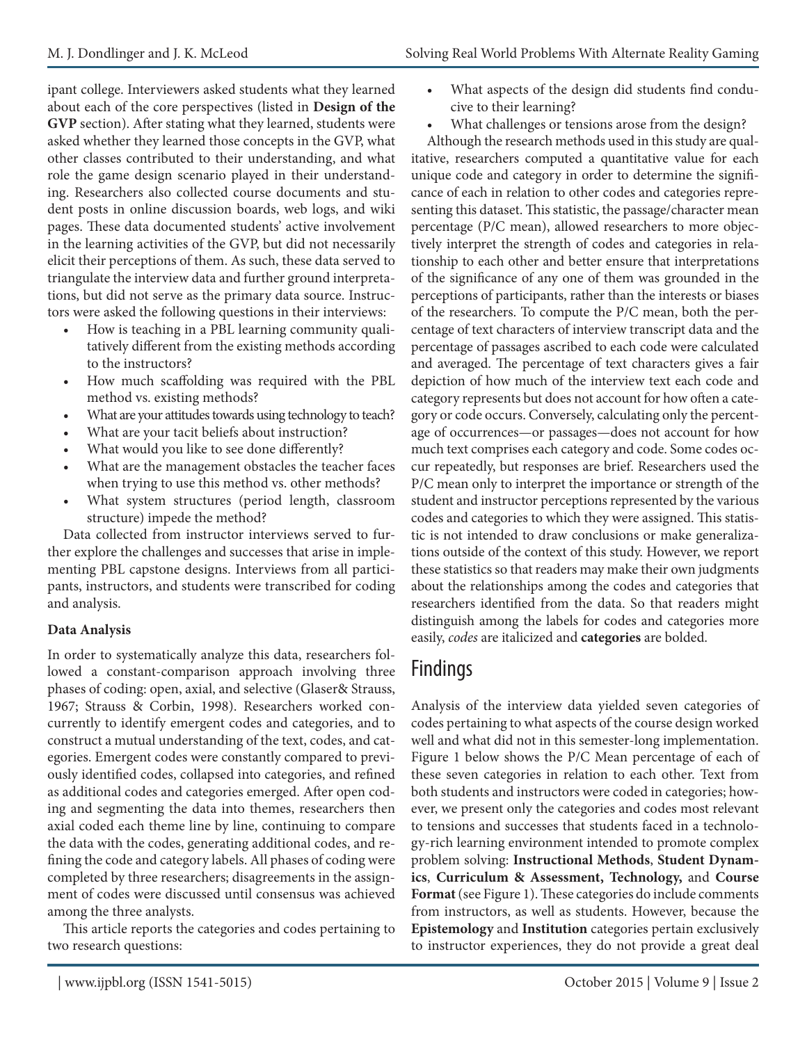ipant college. Interviewers asked students what they learned about each of the core perspectives (listed in **Design of the GVP** section). After stating what they learned, students were asked whether they learned those concepts in the GVP, what other classes contributed to their understanding, and what role the game design scenario played in their understanding. Researchers also collected course documents and student posts in online discussion boards, web logs, and wiki pages. These data documented students' active involvement in the learning activities of the GVP, but did not necessarily elicit their perceptions of them. As such, these data served to triangulate the interview data and further ground interpretations, but did not serve as the primary data source. Instructors were asked the following questions in their interviews:

- How is teaching in a PBL learning community qualitatively different from the existing methods according to the instructors?
- How much scaffolding was required with the PBL method vs. existing methods?
- What are your attitudes towards using technology to teach?
- What are your tacit beliefs about instruction?
- What would you like to see done differently?
- What are the management obstacles the teacher faces when trying to use this method vs. other methods?
- What system structures (period length, classroom structure) impede the method?

Data collected from instructor interviews served to further explore the challenges and successes that arise in implementing PBL capstone designs. Interviews from all participants, instructors, and students were transcribed for coding and analysis.

### Data Analysis

In order to systematically analyze this data, researchers followed a constant-comparison approach involving three phases of coding: open, axial, and selective (Glaser& Strauss, 1967; Strauss & Corbin, 1998). Researchers worked concurrently to identify emergent codes and categories, and to construct a mutual understanding of the text, codes, and categories. Emergent codes were constantly compared to previously identified codes, collapsed into categories, and refined as additional codes and categories emerged. After open coding and segmenting the data into themes, researchers then axial coded each theme line by line, continuing to compare the data with the codes, generating additional codes, and refining the code and category labels. All phases of coding were completed by three researchers; disagreements in the assignment of codes were discussed until consensus was achieved among the three analysts.

This article reports the categories and codes pertaining to two research questions:

- What aspects of the design did students find conducive to their learning?
- What challenges or tensions arose from the design?

Although the research methods used in this study are qualitative, researchers computed a quantitative value for each unique code and category in order to determine the significance of each in relation to other codes and categories representing this dataset. This statistic, the passage/character mean percentage (P/C mean), allowed researchers to more objectively interpret the strength of codes and categories in relationship to each other and better ensure that interpretations of the significance of any one of them was grounded in the perceptions of participants, rather than the interests or biases of the researchers. To compute the P/C mean, both the percentage of text characters of interview transcript data and the percentage of passages ascribed to each code were calculated and averaged. The percentage of text characters gives a fair depiction of how much of the interview text each code and category represents but does not account for how often a category or code occurs. Conversely, calculating only the percentage of occurrences—or passages—does not account for how much text comprises each category and code. Some codes occur repeatedly, but responses are brief. Researchers used the P/C mean only to interpret the importance or strength of the student and instructor perceptions represented by the various codes and categories to which they were assigned. This statistic is not intended to draw conclusions or make generalizations outside of the context of this study. However, we report these statistics so that readers may make their own judgments about the relationships among the codes and categories that researchers identified from the data. So that readers might distinguish among the labels for codes and categories more easily, *codes* are italicized and **categories** are bolded.

## Findings

Analysis of the interview data yielded seven categories of codes pertaining to what aspects of the course design worked well and what did not in this semester-long implementation. Figure 1 below shows the P/C Mean percentage of each of these seven categories in relation to each other. Text from both students and instructors were coded in categories; however, we present only the categories and codes most relevant to tensions and successes that students faced in a technology-rich learning environment intended to promote complex problem solving: **Instructional Methods**, **Student Dynamics**, **Curriculum & Assessment, Technology,** and **Course Format** (see Figure 1). These categories do include comments from instructors, as well as students. However, because the **Epistemology** and **Institution** categories pertain exclusively to instructor experiences, they do not provide a great deal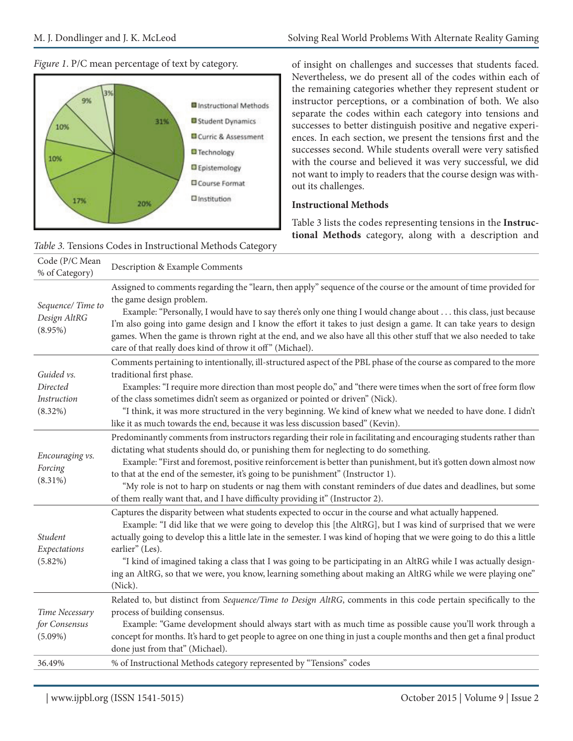*Figure 1*. P/C mean percentage of text by category.

| Category | Percentage |
|---|---|
| Instructional Methods | 31% |
| Student Dynamics | 20% |
| Curric & Assessment | 17% |
| Technology | 10% |
| Epistemology | 10% |
| Course Format | 9% |
| Institution | 3% |

of insight on challenges and successes that students faced. Nevertheless, we do present all of the codes within each of the remaining categories whether they represent student or instructor perceptions, or a combination of both. We also separate the codes within each category into tensions and successes to better distinguish positive and negative experiences. In each section, we present the tensions first and the successes second. While students overall were very satisfied with the course and believed it was very successful, we did not want to imply to readers that the course design was without its challenges.

**Instructional Methods**

Table 3 lists the codes representing tensions in the **Instructional Methods** category, along with a description and

*Table 3.* Tensions Codes in Instructional Methods Category

| Code (P/C Mean % of Category) | Description & Example Comments |
|---|---|
| *Sequence/ Time to Design AltRG* (8.95%) | Assigned to comments regarding the "learn, then apply" sequence of the course or the amount of time provided for the game design problem. Example: "Personally, I would have to say there's only one thing I would change about . . . this class, just because I'm also going into game design and I know the effort it takes to just design a game. It can take years to design games. When the game is thrown right at the end, and we also have all this other stuff that we also needed to take care of that really does kind of throw it off" (Michael). |
| *Guided vs. Directed Instruction* (8.32%) | Comments pertaining to intentionally, ill-structured aspect of the PBL phase of the course as compared to the more traditional first phase. Examples: "I require more direction than most people do," and "there were times when the sort of free form flow of the class sometimes didn't seem as organized or pointed or driven" (Nick). "I think, it was more structured in the very beginning. We kind of knew what we needed to have done. I didn't like it as much towards the end, because it was less discussion based" (Kevin). |
| *Encouraging vs. Forcing* (8.31%) | Predominantly comments from instructors regarding their role in facilitating and encouraging students rather than dictating what students should do, or punishing them for neglecting to do something. Example: "First and foremost, positive reinforcement is better than punishment, but it's gotten down almost now to that at the end of the semester, it's going to be punishment" (Instructor 1). "My role is not to harp on students or nag them with constant reminders of due dates and deadlines, but some of them really want that, and I have difficulty providing it" (Instructor 2). |
| *Student Expectations* (5.82%) | Captures the disparity between what students expected to occur in the course and what actually happened. Example: "I did like that we were going to develop this [the AltRG], but I was kind of surprised that we were actually going to develop this a little late in the semester. I was kind of hoping that we were going to do this a little earlier" (Les). "I kind of imagined taking a class that I was going to be participating in an AltRG while I was actually designing an AltRG, so that we were, you know, learning something about making an AltRG while we were playing one" (Nick). |
| *Time Necessary for Consensus* (5.09%) | Related to, but distinct from *Sequence/Time to Design AltRG*, comments in this code pertain specifically to the process of building consensus. Example: "Game development should always start with as much time as possible cause you'll work through a concept for months. It's hard to get people to agree on one thing in just a couple months and then get a final product done just from that" (Michael). |
| 36.49% | % of Instructional Methods category represented by "Tensions" codes |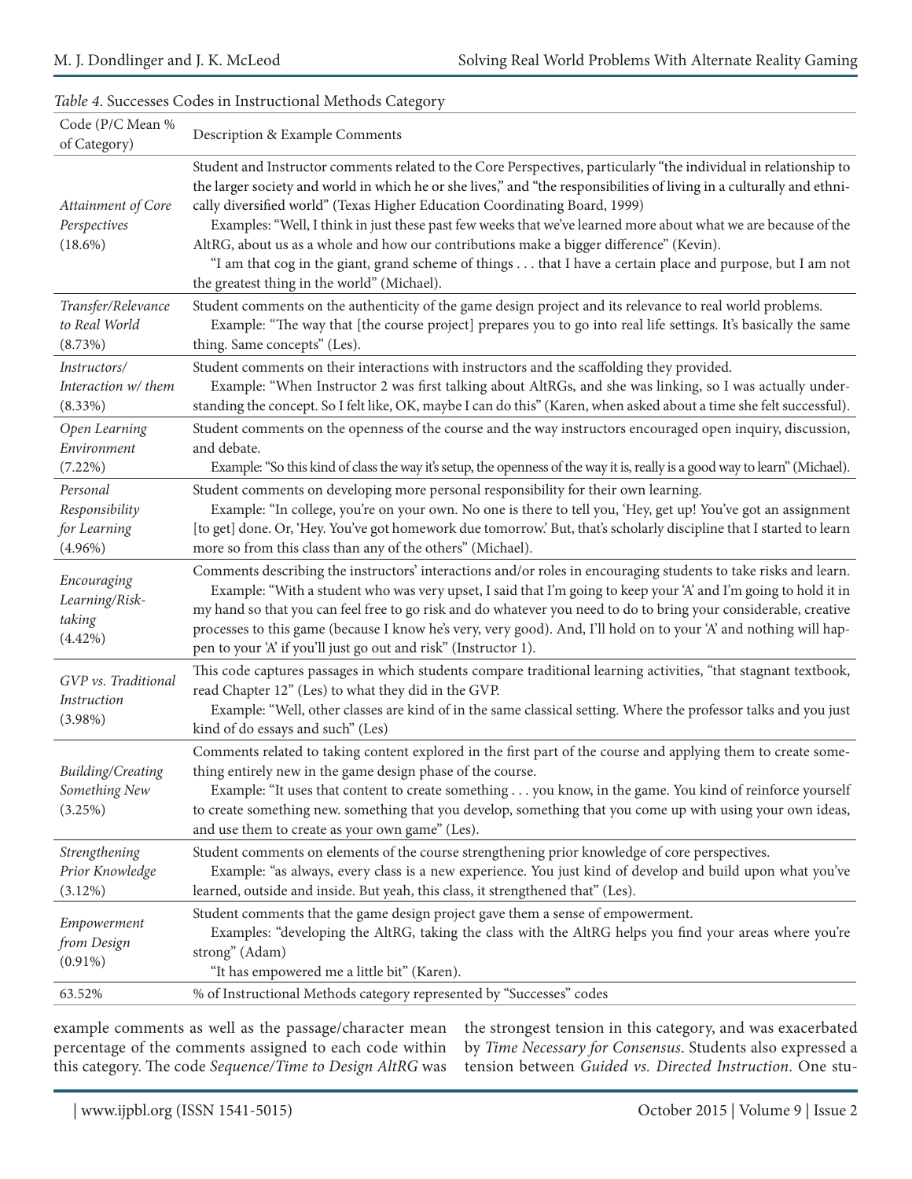*Table 4*. Successes Codes in Instructional Methods Category

| Code (P/C Mean % of Category) | Description & Example Comments |
| --- | --- |
| *Attainment of Core Perspectives* (18.6%) | Student and Instructor comments related to the Core Perspectives, particularly "the individual in relationship to the larger society and world in which he or she lives," and "the responsibilities of living in a culturally and ethnically diversified world" (Texas Higher Education Coordinating Board, 1999) Examples: "Well, I think in just these past few weeks that we've learned more about what we are because of the AltRG, about us as a whole and how our contributions make a bigger difference" (Kevin). "I am that cog in the giant, grand scheme of things . . . that I have a certain place and purpose, but I am not the greatest thing in the world" (Michael). |
| *Transfer/Relevance to Real World* (8.73%) | Student comments on the authenticity of the game design project and its relevance to real world problems. Example: "The way that [the course project] prepares you to go into real life settings. It's basically the same thing. Same concepts" (Les). |
| *Instructors/ Interaction w/ them* (8.33%) | Student comments on their interactions with instructors and the scaffolding they provided. Example: "When Instructor 2 was first talking about AltRGs, and she was linking, so I was actually understanding the concept. So I felt like, OK, maybe I can do this" (Karen, when asked about a time she felt successful). |
| *Open Learning Environment* (7.22%) | Student comments on the openness of the course and the way instructors encouraged open inquiry, discussion, and debate. Example: "So this kind of class the way it's setup, the openness of the way it is, really is a good way to learn" (Michael). |
| *Personal Responsibility for Learning* (4.96%) | Student comments on developing more personal responsibility for their own learning. Example: "In college, you're on your own. No one is there to tell you, 'Hey, get up! You've got an assignment [to get] done. Or, 'Hey. You've got homework due tomorrow.' But, that's scholarly discipline that I started to learn more so from this class than any of the others" (Michael). |
| *Encouraging Learning/Risk-taking* (4.42%) | Comments describing the instructors' interactions and/or roles in encouraging students to take risks and learn. Example: "With a student who was very upset, I said that I'm going to keep your 'A' and I'm going to hold it in my hand so that you can feel free to go risk and do whatever you need to do to bring your considerable, creative processes to this game (because I know he's very, very good). And, I'll hold on to your 'A' and nothing will happen to your 'A' if you'll just go out and risk" (Instructor 1). |
| *GVP vs. Traditional Instruction* (3.98%) | This code captures passages in which students compare traditional learning activities, "that stagnant textbook, read Chapter 12" (Les) to what they did in the GVP. Example: "Well, other classes are kind of in the same classical setting. Where the professor talks and you just kind of do essays and such" (Les) |
| *Building/Creating Something New* (3.25%) | Comments related to taking content explored in the first part of the course and applying them to create something entirely new in the game design phase of the course. Example: "It uses that content to create something . . . you know, in the game. You kind of reinforce yourself to create something new. something that you develop, something that you come up with using your own ideas, and use them to create as your own game" (Les). |
| *Strengthening Prior Knowledge* (3.12%) | Student comments on elements of the course strengthening prior knowledge of core perspectives. Example: "as always, every class is a new experience. You just kind of develop and build upon what you've learned, outside and inside. But yeah, this class, it strengthened that" (Les). |
| *Empowerment from Design* (0.91%) | Student comments that the game design project gave them a sense of empowerment. Examples: "developing the AltRG, taking the class with the AltRG helps you find your areas where you're strong" (Adam) "It has empowered me a little bit" (Karen). |
| 63.52% | % of Instructional Methods category represented by "Successes" codes |

example comments as well as the passage/character mean percentage of the comments assigned to each code within this category. The code *Sequence/Time to Design AltRG* was the strongest tension in this category, and was exacerbated by *Time Necessary for Consensus*. Students also expressed a tension between *Guided vs. Directed Instruction*. One stu-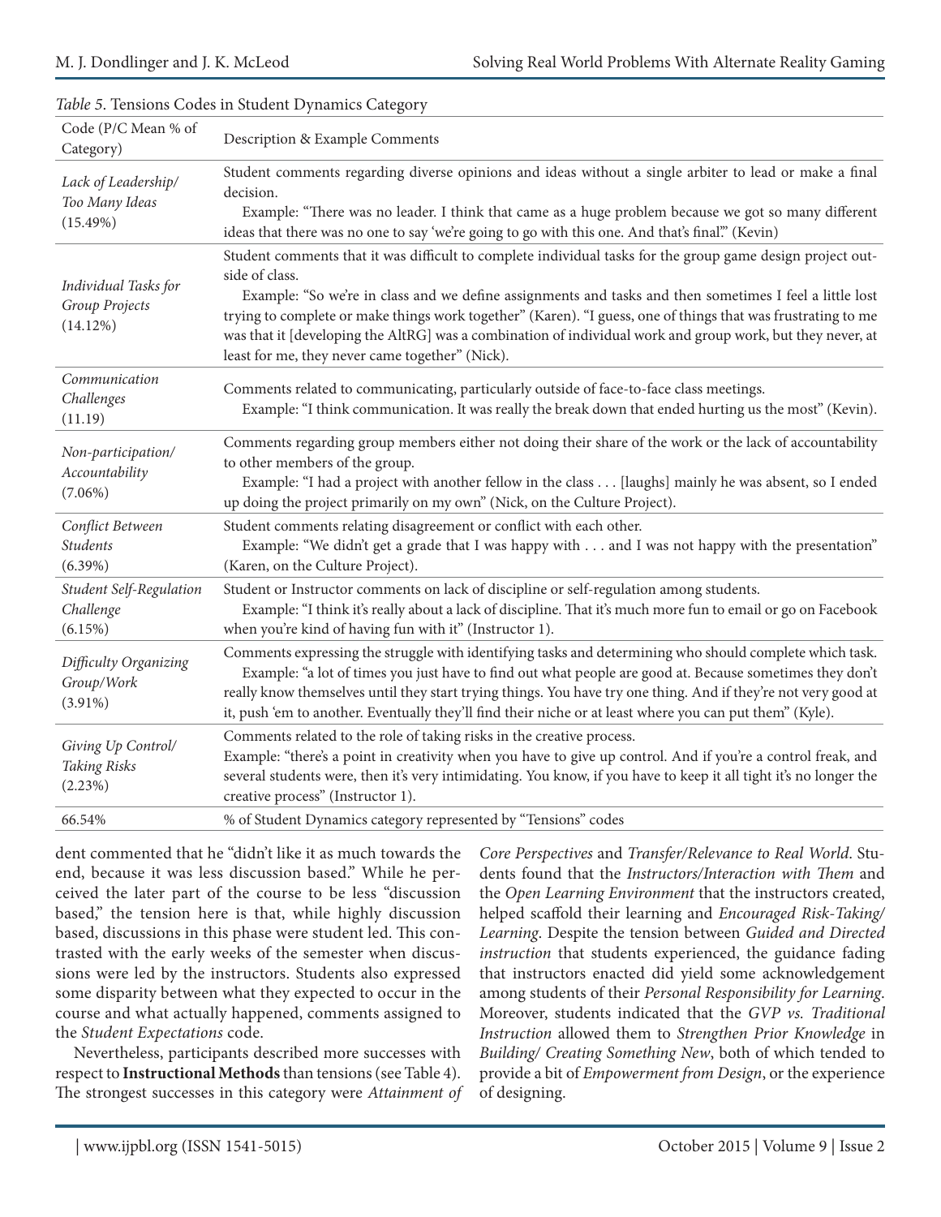*Table 5.* Tensions Codes in Student Dynamics Category

| Code (P/C Mean % of Category) | Description & Example Comments |
|---|---|
| *Lack of Leadership/ Too Many Ideas* (15.49%) | Student comments regarding diverse opinions and ideas without a single arbiter to lead or make a final decision. Example: "There was no leader. I think that came as a huge problem because we got so many different ideas that there was no one to say 'we're going to go with this one. And that's final.'" (Kevin) |
| *Individual Tasks for Group Projects* (14.12%) | Student comments that it was difficult to complete individual tasks for the group game design project outside of class. Example: "So we're in class and we define assignments and tasks and then sometimes I feel a little lost trying to complete or make things work together" (Karen). "I guess, one of things that was frustrating to me was that it [developing the AltRG] was a combination of individual work and group work, but they never, at least for me, they never came together" (Nick). |
| *Communication Challenges* (11.19) | Comments related to communicating, particularly outside of face-to-face class meetings. Example: "I think communication. It was really the break down that ended hurting us the most" (Kevin). |
| *Non-participation/ Accountability* (7.06%) | Comments regarding group members either not doing their share of the work or the lack of accountability to other members of the group. Example: "I had a project with another fellow in the class . . . [laughs] mainly he was absent, so I ended up doing the project primarily on my own" (Nick, on the Culture Project). |
| *Conflict Between Students* (6.39%) | Student comments relating disagreement or conflict with each other. Example: "We didn't get a grade that I was happy with . . . and I was not happy with the presentation" (Karen, on the Culture Project). |
| *Student Self-Regulation Challenge* (6.15%) | Student or Instructor comments on lack of discipline or self-regulation among students. Example: "I think it's really about a lack of discipline. That it's much more fun to email or go on Facebook when you're kind of having fun with it" (Instructor 1). |
| *Difficulty Organizing Group/Work* (3.91%) | Comments expressing the struggle with identifying tasks and determining who should complete which task. Example: "a lot of times you just have to find out what people are good at. Because sometimes they don't really know themselves until they start trying things. You have try one thing. And if they're not very good at it, push 'em to another. Eventually they'll find their niche or at least where you can put them" (Kyle). |
| *Giving Up Control/ Taking Risks* (2.23%) | Comments related to the role of taking risks in the creative process. Example: "there's a point in creativity when you have to give up control. And if you're a control freak, and several students were, then it's very intimidating. You know, if you have to keep it all tight it's no longer the creative process" (Instructor 1). |
| 66.54% | % of Student Dynamics category represented by "Tensions" codes |

dent commented that he "didn't like it as much towards the end, because it was less discussion based." While he perceived the later part of the course to be less "discussion based," the tension here is that, while highly discussion based, discussions in this phase were student led. This contrasted with the early weeks of the semester when discussions were led by the instructors. Students also expressed some disparity between what they expected to occur in the course and what actually happened, comments assigned to the *Student Expectations* code.

Nevertheless, participants described more successes with respect to **Instructional Methods** than tensions (see Table 4). The strongest successes in this category were *Attainment of Core Perspectives* and *Transfer/Relevance to Real World*. Students found that the *Instructors/Interaction with Them* and the *Open Learning Environment* that the instructors created, helped scaffold their learning and *Encouraged Risk-Taking/ Learning*. Despite the tension between *Guided and Directed instruction* that students experienced, the guidance fading that instructors enacted did yield some acknowledgement among students of their *Personal Responsibility for Learning*. Moreover, students indicated that the *GVP vs. Traditional Instruction* allowed them to *Strengthen Prior Knowledge* in *Building/ Creating Something New*, both of which tended to provide a bit of *Empowerment from Design*, or the experience of designing.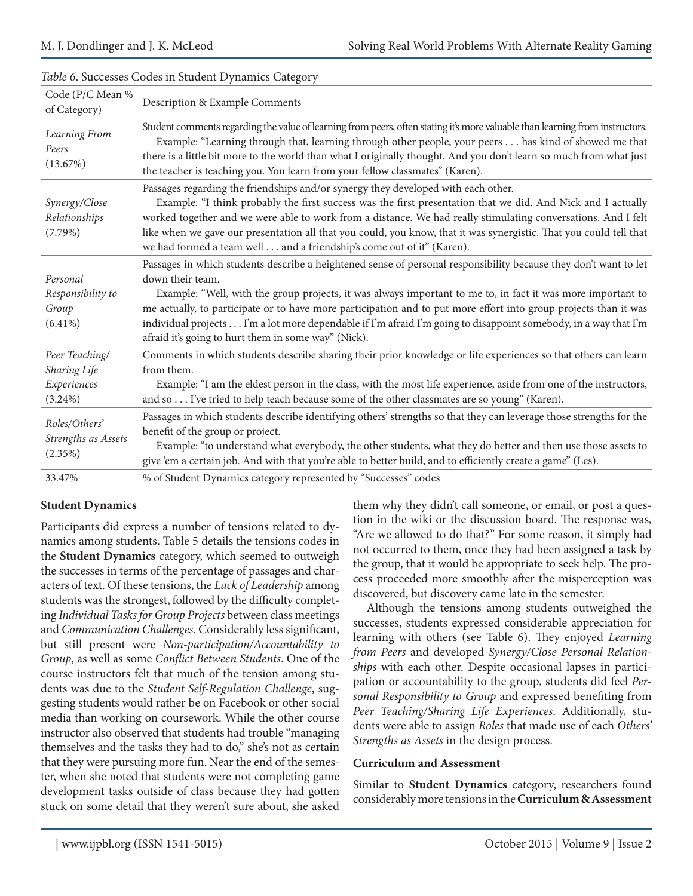*Table 6*. Successes Codes in Student Dynamics Category

| Code (P/C Mean % of Category) | Description & Example Comments |
|---|---|
| *Learning From Peers* (13.67%) | Student comments regarding the value of learning from peers, often stating it's more valuable than learning from instructors. Example: "Learning through that, learning through other people, your peers . . . has kind of showed me that there is a little bit more to the world than what I originally thought. And you don't learn so much from what just the teacher is teaching you. You learn from your fellow classmates" (Karen). |
| *Synergy/Close Relationships* (7.79%) | Passages regarding the friendships and/or synergy they developed with each other. Example: "I think probably the first success was the first presentation that we did. And Nick and I actually worked together and we were able to work from a distance. We had really stimulating conversations. And I felt like when we gave our presentation all that you could, you know, that it was synergistic. That you could tell that we had formed a team well . . . and a friendship's come out of it" (Karen). |
| *Personal Responsibility to Group* (6.41%) | Passages in which students describe a heightened sense of personal responsibility because they don't want to let down their team. Example: "Well, with the group projects, it was always important to me to, in fact it was more important to me actually, to participate or to have more participation and to put more effort into group projects than it was individual projects . . . I'm a lot more dependable if I'm afraid I'm going to disappoint somebody, in a way that I'm afraid it's going to hurt them in some way" (Nick). |
| *Peer Teaching/ Sharing Life Experiences* (3.24%) | Comments in which students describe sharing their prior knowledge or life experiences so that others can learn from them. Example: "I am the eldest person in the class, with the most life experience, aside from one of the instructors, and so . . . I've tried to help teach because some of the other classmates are so young" (Karen). |
| *Roles/Others' Strengths as Assets* (2.35%) | Passages in which students describe identifying others' strengths so that they can leverage those strengths for the benefit of the group or project. Example: "to understand what everybody, the other students, what they do better and then use those assets to give 'em a certain job. And with that you're able to better build, and to efficiently create a game" (Les). |
| 33.47% | % of Student Dynamics category represented by "Successes" codes |

**Student Dynamics**

Participants did express a number of tensions related to dynamics among students**.** Table 5 details the tensions codes in the **Student Dynamics** category, which seemed to outweigh the successes in terms of the percentage of passages and characters of text. Of these tensions, the *Lack of Leadership* among students was the strongest, followed by the difficulty completing *Individual Tasks for Group Projects* between class meetings and *Communication Challenges*. Considerably less significant, but still present were *Non-participation/Accountability to Group*, as well as some *Conflict Between Students*. One of the course instructors felt that much of the tension among students was due to the *Student Self-Regulation Challenge*, suggesting students would rather be on Facebook or other social media than working on coursework. While the other course instructor also observed that students had trouble "managing themselves and the tasks they had to do," she's not as certain that they were pursuing more fun. Near the end of the semester, when she noted that students were not completing game development tasks outside of class because they had gotten stuck on some detail that they weren't sure about, she asked them why they didn't call someone, or email, or post a question in the wiki or the discussion board. The response was, "Are we allowed to do that?" For some reason, it simply had not occurred to them, once they had been assigned a task by the group, that it would be appropriate to seek help. The process proceeded more smoothly after the misperception was discovered, but discovery came late in the semester.

Although the tensions among students outweighed the successes, students expressed considerable appreciation for learning with others (see Table 6). They enjoyed *Learning from Peers* and developed *Synergy/Close Personal Relationships* with each other. Despite occasional lapses in participation or accountability to the group, students did feel *Personal Responsibility to Group* and expressed benefiting from *Peer Teaching/Sharing Life Experiences*. Additionally, students were able to assign *Roles* that made use of each *Others' Strengths as Assets* in the design process.

**Curriculum and Assessment**

Similar to **Student Dynamics** category, researchers found considerably more tensions in the **Curriculum & Assessment**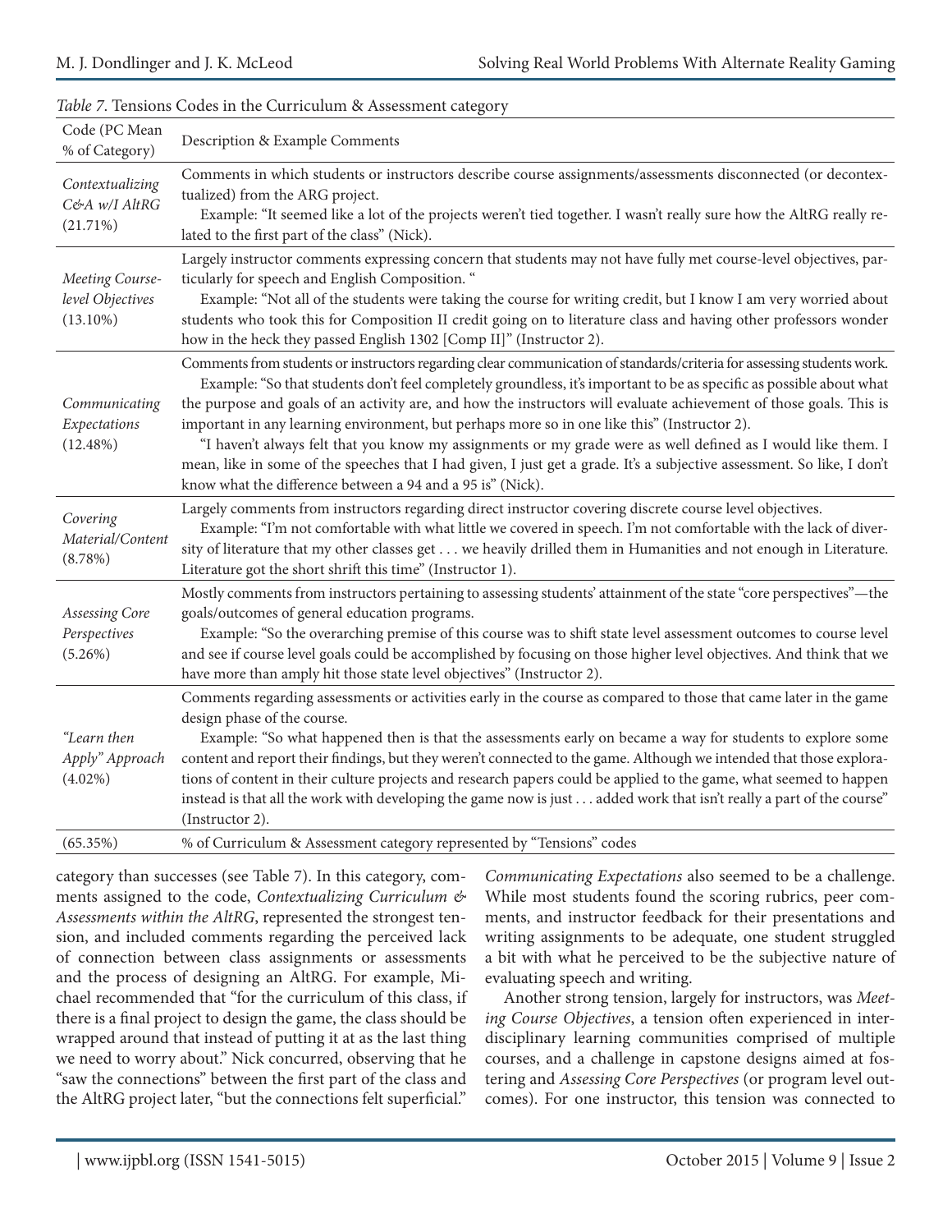*Table 7*. Tensions Codes in the Curriculum & Assessment category

| Code (PC Mean % of Category) | Description & Example Comments |
|---|---|
| *Contextualizing C&A w/I AltRG* (21.71%) | Comments in which students or instructors describe course assignments/assessments disconnected (or decontextualized) from the ARG project. Example: "It seemed like a lot of the projects weren't tied together. I wasn't really sure how the AltRG really related to the first part of the class" (Nick). |
| *Meeting Course-level Objectives* (13.10%) | Largely instructor comments expressing concern that students may not have fully met course-level objectives, particularly for speech and English Composition. " Example: "Not all of the students were taking the course for writing credit, but I know I am very worried about students who took this for Composition II credit going on to literature class and having other professors wonder how in the heck they passed English 1302 [Comp II]" (Instructor 2). |
| *Communicating Expectations* (12.48%) | Comments from students or instructors regarding clear communication of standards/criteria for assessing students work. Example: "So that students don't feel completely groundless, it's important to be as specific as possible about what the purpose and goals of an activity are, and how the instructors will evaluate achievement of those goals. This is important in any learning environment, but perhaps more so in one like this" (Instructor 2). "I haven't always felt that you know my assignments or my grade were as well defined as I would like them. I mean, like in some of the speeches that I had given, I just get a grade. It's a subjective assessment. So like, I don't know what the difference between a 94 and a 95 is" (Nick). |
| *Covering Material/Content* (8.78%) | Largely comments from instructors regarding direct instructor covering discrete course level objectives. Example: "I'm not comfortable with what little we covered in speech. I'm not comfortable with the lack of diversity of literature that my other classes get . . . we heavily drilled them in Humanities and not enough in Literature. Literature got the short shrift this time" (Instructor 1). |
| *Assessing Core Perspectives* (5.26%) | Mostly comments from instructors pertaining to assessing students' attainment of the state "core perspectives"—the goals/outcomes of general education programs. Example: "So the overarching premise of this course was to shift state level assessment outcomes to course level and see if course level goals could be accomplished by focusing on those higher level objectives. And think that we have more than amply hit those state level objectives" (Instructor 2). |
| *"Learn then Apply" Approach* (4.02%) | Comments regarding assessments or activities early in the course as compared to those that came later in the game design phase of the course. Example: "So what happened then is that the assessments early on became a way for students to explore some content and report their findings, but they weren't connected to the game. Although we intended that those explorations of content in their culture projects and research papers could be applied to the game, what seemed to happen instead is that all the work with developing the game now is just . . . added work that isn't really a part of the course" (Instructor 2). |
| (65.35%) | % of Curriculum & Assessment category represented by "Tensions" codes |

category than successes (see Table 7). In this category, comments assigned to the code, *Contextualizing Curriculum & Assessments within the AltRG*, represented the strongest tension, and included comments regarding the perceived lack of connection between class assignments or assessments and the process of designing an AltRG. For example, Michael recommended that "for the curriculum of this class, if there is a final project to design the game, the class should be wrapped around that instead of putting it at as the last thing we need to worry about." Nick concurred, observing that he "saw the connections" between the first part of the class and the AltRG project later, "but the connections felt superficial."

*Communicating Expectations* also seemed to be a challenge. While most students found the scoring rubrics, peer comments, and instructor feedback for their presentations and writing assignments to be adequate, one student struggled a bit with what he perceived to be the subjective nature of evaluating speech and writing.

Another strong tension, largely for instructors, was *Meeting Course Objectives*, a tension often experienced in interdisciplinary learning communities comprised of multiple courses, and a challenge in capstone designs aimed at fostering and *Assessing Core Perspectives* (or program level outcomes). For one instructor, this tension was connected to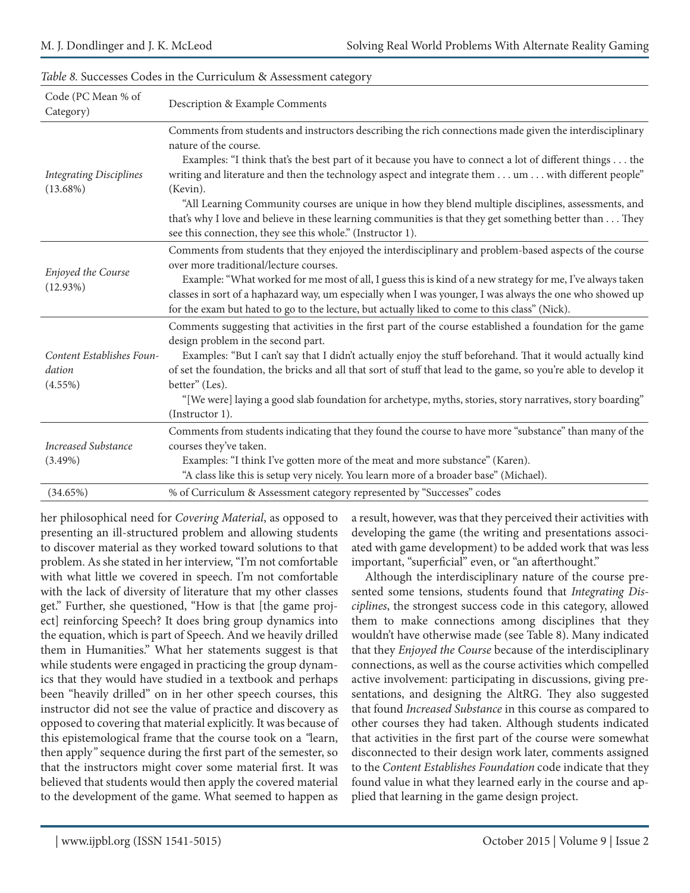*Table 8.* Successes Codes in the Curriculum & Assessment category

| Code (PC Mean % of Category) | Description & Example Comments |
|---|---|
| *Integrating Disciplines* (13.68%) | Comments from students and instructors describing the rich connections made given the interdisciplinary nature of the course. Examples: "I think that's the best part of it because you have to connect a lot of different things . . . the writing and literature and then the technology aspect and integrate them . . . um . . . with different people" (Kevin). "All Learning Community courses are unique in how they blend multiple disciplines, assessments, and that's why I love and believe in these learning communities is that they get something better than . . . They see this connection, they see this whole." (Instructor 1). |
| *Enjoyed the Course* (12.93%) | Comments from students that they enjoyed the interdisciplinary and problem-based aspects of the course over more traditional/lecture courses. Example: "What worked for me most of all, I guess this is kind of a new strategy for me, I've always taken classes in sort of a haphazard way, um especially when I was younger, I was always the one who showed up for the exam but hated to go to the lecture, but actually liked to come to this class" (Nick). |
| *Content Establishes Foundation* (4.55%) | Comments suggesting that activities in the first part of the course established a foundation for the game design problem in the second part. Examples: "But I can't say that I didn't actually enjoy the stuff beforehand. That it would actually kind of set the foundation, the bricks and all that sort of stuff that lead to the game, so you're able to develop it better" (Les). "[We were] laying a good slab foundation for archetype, myths, stories, story narratives, story boarding" (Instructor 1). |
| *Increased Substance* (3.49%) | Comments from students indicating that they found the course to have more "substance" than many of the courses they've taken. Examples: "I think I've gotten more of the meat and more substance" (Karen). "A class like this is setup very nicely. You learn more of a broader base" (Michael). |
| (34.65%) | % of Curriculum & Assessment category represented by "Successes" codes |

her philosophical need for *Covering Material*, as opposed to presenting an ill-structured problem and allowing students to discover material as they worked toward solutions to that problem. As she stated in her interview, "I'm not comfortable with what little we covered in speech. I'm not comfortable with the lack of diversity of literature that my other classes get." Further, she questioned, "How is that [the game project] reinforcing Speech? It does bring group dynamics into the equation, which is part of Speech. And we heavily drilled them in Humanities." What her statements suggest is that while students were engaged in practicing the group dynamics that they would have studied in a textbook and perhaps been "heavily drilled" on in her other speech courses, this instructor did not see the value of practice and discovery as opposed to covering that material explicitly. It was because of this epistemological frame that the course took on a "learn, then apply" sequence during the first part of the semester, so that the instructors might cover some material first. It was believed that students would then apply the covered material to the development of the game. What seemed to happen as a result, however, was that they perceived their activities with developing the game (the writing and presentations associated with game development) to be added work that was less important, "superficial" even, or "an afterthought."

Although the interdisciplinary nature of the course presented some tensions, students found that *Integrating Disciplines*, the strongest success code in this category, allowed them to make connections among disciplines that they wouldn't have otherwise made (see Table 8). Many indicated that they *Enjoyed the Course* because of the interdisciplinary connections, as well as the course activities which compelled active involvement: participating in discussions, giving presentations, and designing the AltRG. They also suggested that found *Increased Substance* in this course as compared to other courses they had taken. Although students indicated that activities in the first part of the course were somewhat disconnected to their design work later, comments assigned to the *Content Establishes Foundation* code indicate that they found value in what they learned early in the course and applied that learning in the game design project.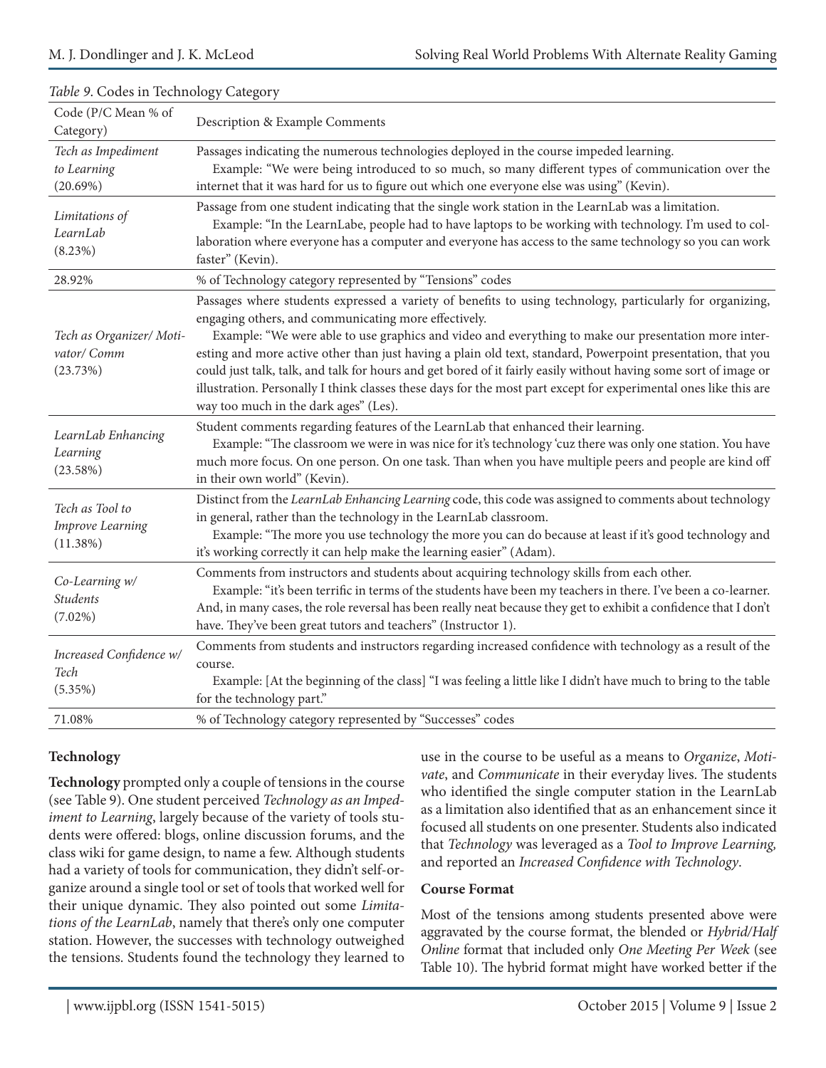*Table 9*. Codes in Technology Category

| Code (P/C Mean % of Category) | Description & Example Comments |
|---|---|
| *Tech as Impediment to Learning* (20.69%) | Passages indicating the numerous technologies deployed in the course impeded learning. Example: "We were being introduced to so much, so many different types of communication over the internet that it was hard for us to figure out which one everyone else was using" (Kevin). |
| *Limitations of LearnLab* (8.23%) | Passage from one student indicating that the single work station in the LearnLab was a limitation. Example: "In the LearnLabe, people had to have laptops to be working with technology. I'm used to collaboration where everyone has a computer and everyone has access to the same technology so you can work faster" (Kevin). |
| 28.92% | % of Technology category represented by "Tensions" codes |
| *Tech as Organizer/ Motivator/ Comm* (23.73%) | Passages where students expressed a variety of benefits to using technology, particularly for organizing, engaging others, and communicating more effectively. Example: "We were able to use graphics and video and everything to make our presentation more interesting and more active other than just having a plain old text, standard, Powerpoint presentation, that you could just talk, talk, and talk for hours and get bored of it fairly easily without having some sort of image or illustration. Personally I think classes these days for the most part except for experimental ones like this are way too much in the dark ages" (Les). |
| *LearnLab Enhancing Learning* (23.58%) | Student comments regarding features of the LearnLab that enhanced their learning. Example: "The classroom we were in was nice for it's technology 'cuz there was only one station. You have much more focus. On one person. On one task. Than when you have multiple peers and people are kind off in their own world" (Kevin). |
| *Tech as Tool to Improve Learning* (11.38%) | Distinct from the *LearnLab Enhancing Learning* code, this code was assigned to comments about technology in general, rather than the technology in the LearnLab classroom. Example: "The more you use technology the more you can do because at least if it's good technology and it's working correctly it can help make the learning easier" (Adam). |
| *Co-Learning w/ Students* (7.02%) | Comments from instructors and students about acquiring technology skills from each other. Example: "it's been terrific in terms of the students have been my teachers in there. I've been a co-learner. And, in many cases, the role reversal has been really neat because they get to exhibit a confidence that I don't have. They've been great tutors and teachers" (Instructor 1). |
| *Increased Confidence w/ Tech* (5.35%) | Comments from students and instructors regarding increased confidence with technology as a result of the course. Example: [At the beginning of the class] "I was feeling a little like I didn't have much to bring to the table for the technology part." |
| 71.08% | % of Technology category represented by "Successes" codes |

### Technology

**Technology** prompted only a couple of tensions in the course (see Table 9). One student perceived *Technology as an Impediment to Learning*, largely because of the variety of tools students were offered: blogs, online discussion forums, and the class wiki for game design, to name a few. Although students had a variety of tools for communication, they didn't self-organize around a single tool or set of tools that worked well for their unique dynamic. They also pointed out some *Limitations of the LearnLab*, namely that there's only one computer station. However, the successes with technology outweighed the tensions. Students found the technology they learned to use in the course to be useful as a means to *Organize*, *Motivate*, and *Communicate* in their everyday lives. The students who identified the single computer station in the LearnLab as a limitation also identified that as an enhancement since it focused all students on one presenter. Students also indicated that *Technology* was leveraged as a *Tool to Improve Learning*, and reported an *Increased Confidence with Technology*.

### Course Format

Most of the tensions among students presented above were aggravated by the course format, the blended or *Hybrid/Half Online* format that included only *One Meeting Per Week* (see Table 10). The hybrid format might have worked better if the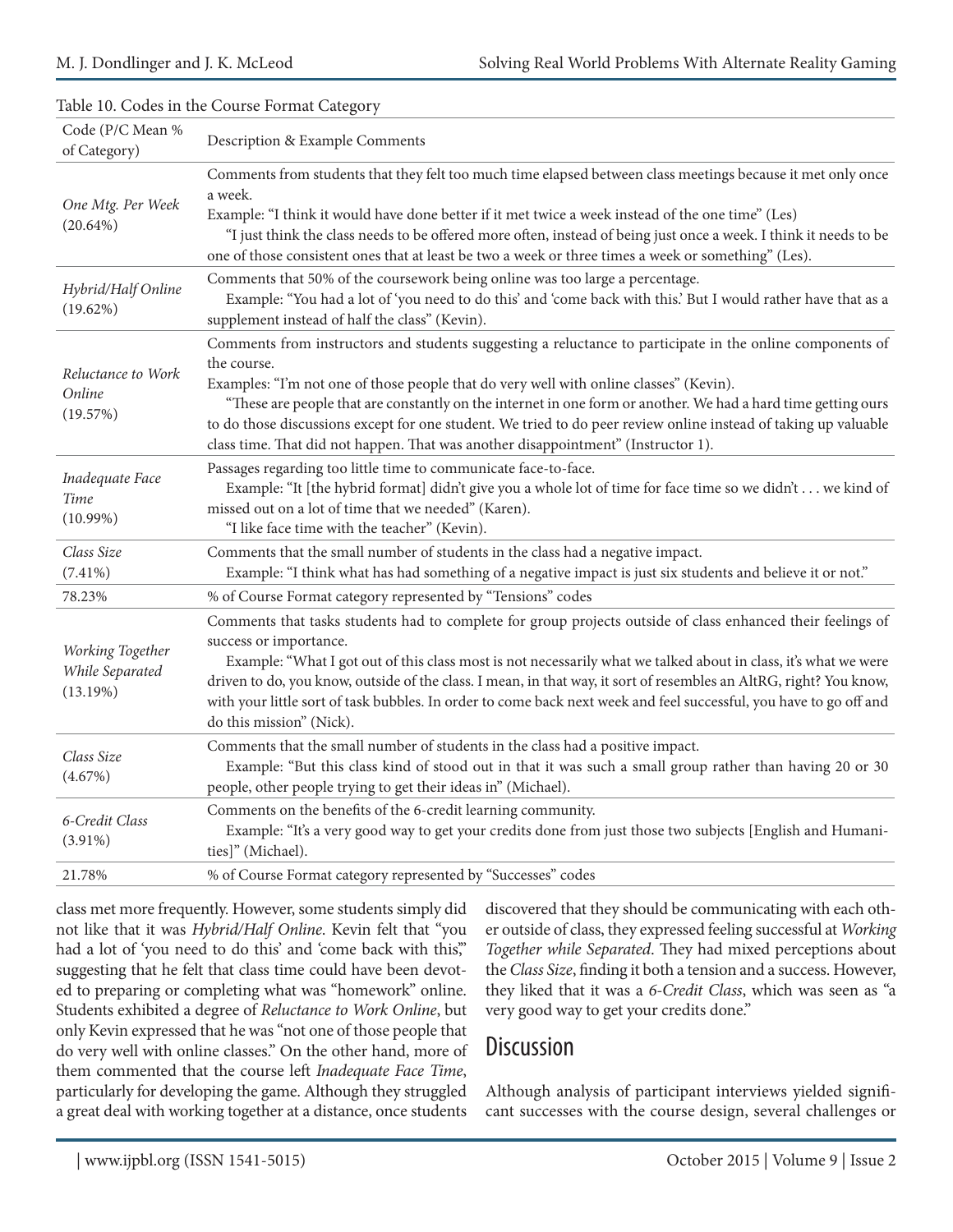Table 10. Codes in the Course Format Category

| Code (P/C Mean % of Category) | Description & Example Comments |
|---|---|
| *One Mtg. Per Week* (20.64%) | Comments from students that they felt too much time elapsed between class meetings because it met only once a week. Example: "I think it would have done better if it met twice a week instead of the one time" (Les) "I just think the class needs to be offered more often, instead of being just once a week. I think it needs to be one of those consistent ones that at least be two a week or three times a week or something" (Les). |
| *Hybrid/Half Online* (19.62%) | Comments that 50% of the coursework being online was too large a percentage. Example: "You had a lot of 'you need to do this' and 'come back with this.' But I would rather have that as a supplement instead of half the class" (Kevin). |
| *Reluctance to Work Online* (19.57%) | Comments from instructors and students suggesting a reluctance to participate in the online components of the course. Examples: "I'm not one of those people that do very well with online classes" (Kevin). "These are people that are constantly on the internet in one form or another. We had a hard time getting ours to do those discussions except for one student. We tried to do peer review online instead of taking up valuable class time. That did not happen. That was another disappointment" (Instructor 1). |
| *Inadequate Face Time* (10.99%) | Passages regarding too little time to communicate face-to-face. Example: "It [the hybrid format] didn't give you a whole lot of time for face time so we didn't . . . we kind of missed out on a lot of time that we needed" (Karen). "I like face time with the teacher" (Kevin). |
| *Class Size* (7.41%) | Comments that the small number of students in the class had a negative impact. Example: "I think what has had something of a negative impact is just six students and believe it or not." |
| 78.23% | % of Course Format category represented by "Tensions" codes |
| *Working Together While Separated* (13.19%) | Comments that tasks students had to complete for group projects outside of class enhanced their feelings of success or importance. Example: "What I got out of this class most is not necessarily what we talked about in class, it's what we were driven to do, you know, outside of the class. I mean, in that way, it sort of resembles an AltRG, right? You know, with your little sort of task bubbles. In order to come back next week and feel successful, you have to go off and do this mission" (Nick). |
| *Class Size* (4.67%) | Comments that the small number of students in the class had a positive impact. Example: "But this class kind of stood out in that it was such a small group rather than having 20 or 30 people, other people trying to get their ideas in" (Michael). |
| *6-Credit Class* (3.91%) | Comments on the benefits of the 6-credit learning community. Example: "It's a very good way to get your credits done from just those two subjects [English and Humanities]" (Michael). |
| 21.78% | % of Course Format category represented by "Successes" codes |

class met more frequently. However, some students simply did not like that it was *Hybrid/Half Online*. Kevin felt that "you had a lot of 'you need to do this' and 'come back with this,'" suggesting that he felt that class time could have been devoted to preparing or completing what was "homework" online. Students exhibited a degree of *Reluctance to Work Online*, but only Kevin expressed that he was "not one of those people that do very well with online classes." On the other hand, more of them commented that the course left *Inadequate Face Time*, particularly for developing the game. Although they struggled a great deal with working together at a distance, once students discovered that they should be communicating with each other outside of class, they expressed feeling successful at *Working Together while Separated*. They had mixed perceptions about the *Class Size*, finding it both a tension and a success. However, they liked that it was a *6-Credit Class*, which was seen as "a very good way to get your credits done."

## Discussion

Although analysis of participant interviews yielded significant successes with the course design, several challenges or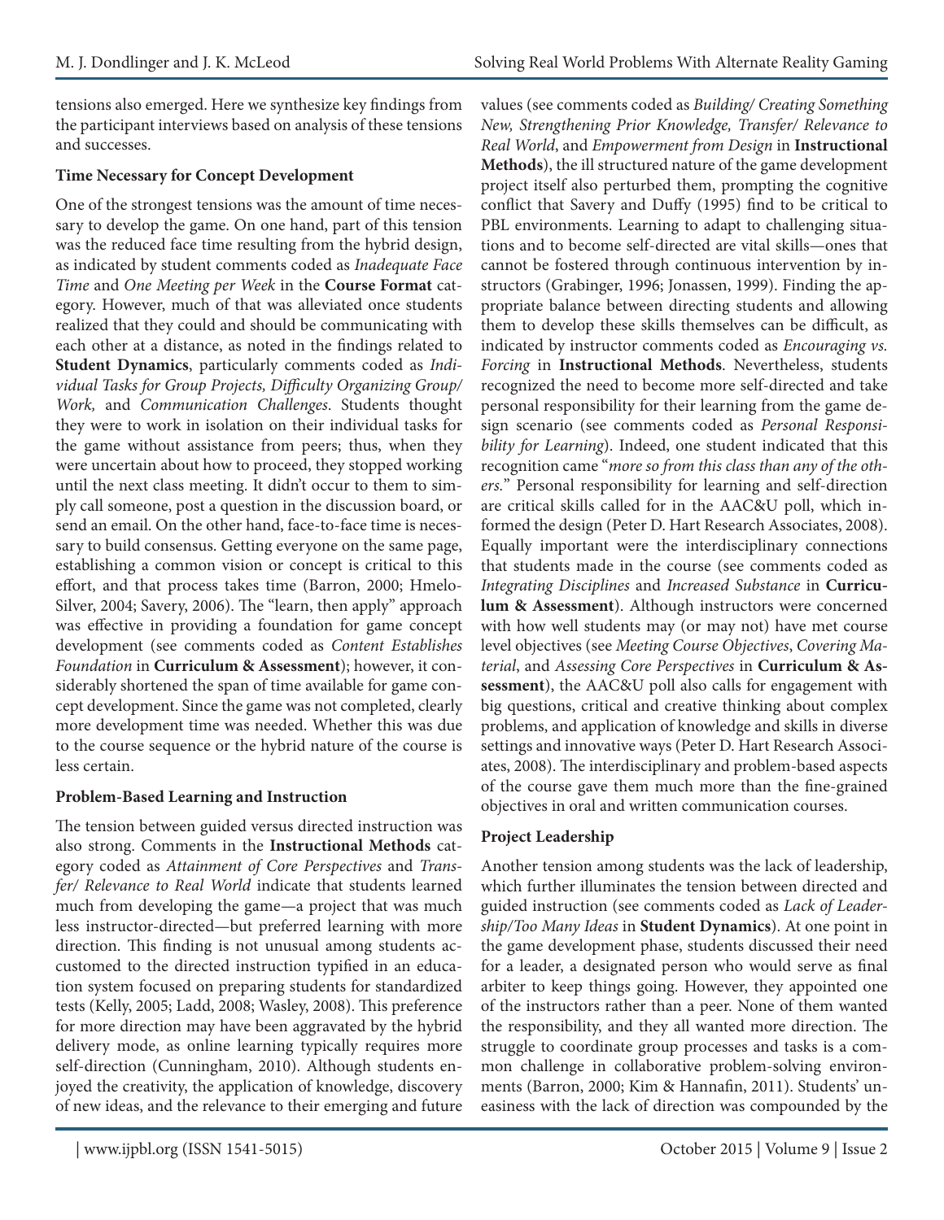tensions also emerged. Here we synthesize key findings from the participant interviews based on analysis of these tensions and successes.

**Time Necessary for Concept Development**

One of the strongest tensions was the amount of time necessary to develop the game. On one hand, part of this tension was the reduced face time resulting from the hybrid design, as indicated by student comments coded as *Inadequate Face Time* and *One Meeting per Week* in the **Course Format** category. However, much of that was alleviated once students realized that they could and should be communicating with each other at a distance, as noted in the findings related to **Student Dynamics**, particularly comments coded as *Individual Tasks for Group Projects, Difficulty Organizing Group/ Work,* and *Communication Challenges*. Students thought they were to work in isolation on their individual tasks for the game without assistance from peers; thus, when they were uncertain about how to proceed, they stopped working until the next class meeting. It didn't occur to them to simply call someone, post a question in the discussion board, or send an email. On the other hand, face-to-face time is necessary to build consensus. Getting everyone on the same page, establishing a common vision or concept is critical to this effort, and that process takes time (Barron, 2000; Hmelo-Silver, 2004; Savery, 2006). The "learn, then apply" approach was effective in providing a foundation for game concept development (see comments coded as *Content Establishes Foundation* in **Curriculum & Assessment**); however, it considerably shortened the span of time available for game concept development. Since the game was not completed, clearly more development time was needed. Whether this was due to the course sequence or the hybrid nature of the course is less certain.

**Problem-Based Learning and Instruction**

The tension between guided versus directed instruction was also strong. Comments in the **Instructional Methods** category coded as *Attainment of Core Perspectives* and *Transfer/ Relevance to Real World* indicate that students learned much from developing the game—a project that was much less instructor-directed—but preferred learning with more direction. This finding is not unusual among students accustomed to the directed instruction typified in an education system focused on preparing students for standardized tests (Kelly, 2005; Ladd, 2008; Wasley, 2008). This preference for more direction may have been aggravated by the hybrid delivery mode, as online learning typically requires more self-direction (Cunningham, 2010). Although students enjoyed the creativity, the application of knowledge, discovery of new ideas, and the relevance to their emerging and future values (see comments coded as *Building/ Creating Something New, Strengthening Prior Knowledge, Transfer/ Relevance to Real World*, and *Empowerment from Design* in **Instructional Methods**), the ill structured nature of the game development project itself also perturbed them, prompting the cognitive conflict that Savery and Duffy (1995) find to be critical to PBL environments. Learning to adapt to challenging situations and to become self-directed are vital skills—ones that cannot be fostered through continuous intervention by instructors (Grabinger, 1996; Jonassen, 1999). Finding the appropriate balance between directing students and allowing them to develop these skills themselves can be difficult, as indicated by instructor comments coded as *Encouraging vs. Forcing* in **Instructional Methods**. Nevertheless, students recognized the need to become more self-directed and take personal responsibility for their learning from the game design scenario (see comments coded as *Personal Responsibility for Learning*). Indeed, one student indicated that this recognition came "*more so from this class than any of the others.*" Personal responsibility for learning and self-direction are critical skills called for in the AAC&U poll, which informed the design (Peter D. Hart Research Associates, 2008). Equally important were the interdisciplinary connections that students made in the course (see comments coded as *Integrating Disciplines* and *Increased Substance* in **Curriculum & Assessment**). Although instructors were concerned with how well students may (or may not) have met course level objectives (see *Meeting Course Objectives*, *Covering Material*, and *Assessing Core Perspectives* in **Curriculum & Assessment**), the AAC&U poll also calls for engagement with big questions, critical and creative thinking about complex problems, and application of knowledge and skills in diverse settings and innovative ways (Peter D. Hart Research Associates, 2008). The interdisciplinary and problem-based aspects of the course gave them much more than the fine-grained objectives in oral and written communication courses.

**Project Leadership**

Another tension among students was the lack of leadership, which further illuminates the tension between directed and guided instruction (see comments coded as *Lack of Leadership/Too Many Ideas* in **Student Dynamics**). At one point in the game development phase, students discussed their need for a leader, a designated person who would serve as final arbiter to keep things going. However, they appointed one of the instructors rather than a peer. None of them wanted the responsibility, and they all wanted more direction. The struggle to coordinate group processes and tasks is a common challenge in collaborative problem-solving environments (Barron, 2000; Kim & Hannafin, 2011). Students' uneasiness with the lack of direction was compounded by the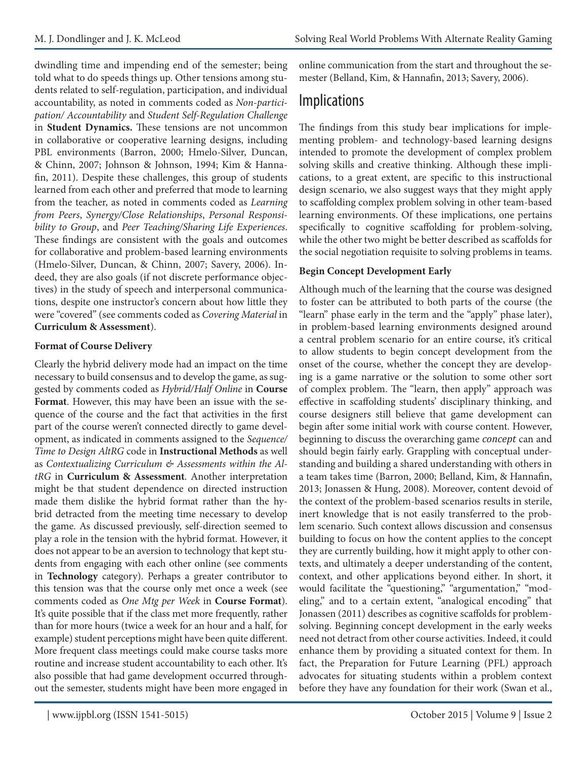dwindling time and impending end of the semester; being told what to do speeds things up. Other tensions among students related to self-regulation, participation, and individual accountability, as noted in comments coded as *Non-participation/ Accountability* and *Student Self-Regulation Challenge* in **Student Dynamics.** These tensions are not uncommon in collaborative or cooperative learning designs, including PBL environments (Barron, 2000; Hmelo-Silver, Duncan, & Chinn, 2007; Johnson & Johnson, 1994; Kim & Hannafin, 2011). Despite these challenges, this group of students learned from each other and preferred that mode to learning from the teacher, as noted in comments coded as *Learning from Peers*, *Synergy/Close Relationships*, *Personal Responsibility to Group*, and *Peer Teaching/Sharing Life Experiences*. These findings are consistent with the goals and outcomes for collaborative and problem-based learning environments (Hmelo-Silver, Duncan, & Chinn, 2007; Savery, 2006). Indeed, they are also goals (if not discrete performance objectives) in the study of speech and interpersonal communications, despite one instructor's concern about how little they were "covered" (see comments coded as *Covering Material* in **Curriculum & Assessment**).

**Format of Course Delivery**

Clearly the hybrid delivery mode had an impact on the time necessary to build consensus and to develop the game, as suggested by comments coded as *Hybrid/Half Online* in **Course Format**. However, this may have been an issue with the sequence of the course and the fact that activities in the first part of the course weren't connected directly to game development, as indicated in comments assigned to the *Sequence/ Time to Design AltRG* code in **Instructional Methods** as well as *Contextualizing Curriculum & Assessments within the AltRG* in **Curriculum & Assessment**. Another interpretation might be that student dependence on directed instruction made them dislike the hybrid format rather than the hybrid format detracted from the meeting time necessary to develop the game. As discussed previously, self-direction seemed to play a role in the tension with the hybrid format. However, it does not appear to be an aversion to technology that kept students from engaging with each other online (see comments in **Technology** category). Perhaps a greater contributor to this tension was that the course only met once a week (see comments coded as *One Mtg per Week* in **Course Format**). It's quite possible that if the class met more frequently, rather than for more hours (twice a week for an hour and a half, for example) student perceptions might have been quite different. More frequent class meetings could make course tasks more routine and increase student accountability to each other. It's also possible that had game development occurred throughout the semester, students might have been more engaged in online communication from the start and throughout the semester (Belland, Kim, & Hannafin, 2013; Savery, 2006).

## Implications

The findings from this study bear implications for implementing problem- and technology-based learning designs intended to promote the development of complex problem solving skills and creative thinking. Although these implications, to a great extent, are specific to this instructional design scenario, we also suggest ways that they might apply to scaffolding complex problem solving in other team-based learning environments. Of these implications, one pertains specifically to cognitive scaffolding for problem-solving, while the other two might be better described as scaffolds for the social negotiation requisite to solving problems in teams.

**Begin Concept Development Early**

Although much of the learning that the course was designed to foster can be attributed to both parts of the course (the "learn" phase early in the term and the "apply" phase later), in problem-based learning environments designed around a central problem scenario for an entire course, it's critical to allow students to begin concept development from the onset of the course, whether the concept they are developing is a game narrative or the solution to some other sort of complex problem. The "learn, then apply" approach was effective in scaffolding students' disciplinary thinking, and course designers still believe that game development can begin after some initial work with course content. However, beginning to discuss the overarching game *concept* can and should begin fairly early. Grappling with conceptual understanding and building a shared understanding with others in a team takes time (Barron, 2000; Belland, Kim, & Hannafin, 2013; Jonassen & Hung, 2008). Moreover, content devoid of the context of the problem-based scenarios results in sterile, inert knowledge that is not easily transferred to the problem scenario. Such context allows discussion and consensus building to focus on how the content applies to the concept they are currently building, how it might apply to other contexts, and ultimately a deeper understanding of the content, context, and other applications beyond either. In short, it would facilitate the "questioning," "argumentation," "modeling," and to a certain extent, "analogical encoding" that Jonassen (2011) describes as cognitive scaffolds for problem-solving. Beginning concept development in the early weeks need not detract from other course activities. Indeed, it could enhance them by providing a situated context for them. In fact, the Preparation for Future Learning (PFL) approach advocates for situating students within a problem context before they have any foundation for their work (Swan et al.,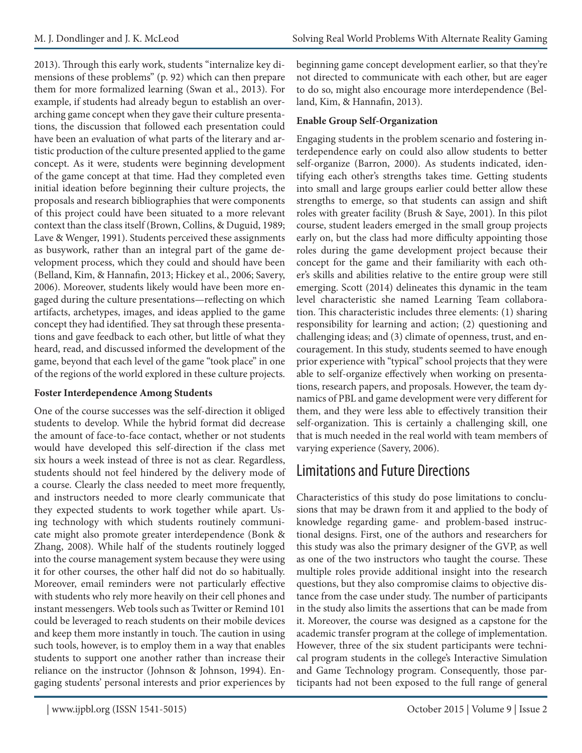2013). Through this early work, students "internalize key dimensions of these problems" (p. 92) which can then prepare them for more formalized learning (Swan et al., 2013). For example, if students had already begun to establish an overarching game concept when they gave their culture presentations, the discussion that followed each presentation could have been an evaluation of what parts of the literary and artistic production of the culture presented applied to the game concept. As it were, students were beginning development of the game concept at that time. Had they completed even initial ideation before beginning their culture projects, the proposals and research bibliographies that were components of this project could have been situated to a more relevant context than the class itself (Brown, Collins, & Duguid, 1989; Lave & Wenger, 1991). Students perceived these assignments as busywork, rather than an integral part of the game development process, which they could and should have been (Belland, Kim, & Hannafin, 2013; Hickey et al., 2006; Savery, 2006). Moreover, students likely would have been more engaged during the culture presentations—reflecting on which artifacts, archetypes, images, and ideas applied to the game concept they had identified. They sat through these presentations and gave feedback to each other, but little of what they heard, read, and discussed informed the development of the game, beyond that each level of the game "took place" in one of the regions of the world explored in these culture projects.

**Foster Interdependence Among Students**

One of the course successes was the self-direction it obliged students to develop. While the hybrid format did decrease the amount of face-to-face contact, whether or not students would have developed this self-direction if the class met six hours a week instead of three is not as clear. Regardless, students should not feel hindered by the delivery mode of a course. Clearly the class needed to meet more frequently, and instructors needed to more clearly communicate that they expected students to work together while apart. Using technology with which students routinely communicate might also promote greater interdependence (Bonk & Zhang, 2008). While half of the students routinely logged into the course management system because they were using it for other courses, the other half did not do so habitually. Moreover, email reminders were not particularly effective with students who rely more heavily on their cell phones and instant messengers. Web tools such as Twitter or Remind 101 could be leveraged to reach students on their mobile devices and keep them more instantly in touch. The caution in using such tools, however, is to employ them in a way that enables students to support one another rather than increase their reliance on the instructor (Johnson & Johnson, 1994). Engaging students' personal interests and prior experiences by beginning game concept development earlier, so that they're not directed to communicate with each other, but are eager to do so, might also encourage more interdependence (Belland, Kim, & Hannafin, 2013).

**Enable Group Self-Organization**

Engaging students in the problem scenario and fostering interdependence early on could also allow students to better self-organize (Barron, 2000). As students indicated, identifying each other's strengths takes time. Getting students into small and large groups earlier could better allow these strengths to emerge, so that students can assign and shift roles with greater facility (Brush & Saye, 2001). In this pilot course, student leaders emerged in the small group projects early on, but the class had more difficulty appointing those roles during the game development project because their concept for the game and their familiarity with each other's skills and abilities relative to the entire group were still emerging. Scott (2014) delineates this dynamic in the team level characteristic she named Learning Team Collaboration. This characteristic includes three elements: (1) sharing responsibility for learning and action; (2) questioning and challenging ideas; and (3) climate of openness, trust, and encouragement. In this study, students seemed to have enough prior experience with "typical" school projects that they were able to self-organize effectively when working on presentations, research papers, and proposals. However, the team dynamics of PBL and game development were very different for them, and they were less able to effectively transition their self-organization. This is certainly a challenging skill, one that is much needed in the real world with team members of varying experience (Savery, 2006).

## Limitations and Future Directions

Characteristics of this study do pose limitations to conclusions that may be drawn from it and applied to the body of knowledge regarding game- and problem-based instructional designs. First, one of the authors and researchers for this study was also the primary designer of the GVP, as well as one of the two instructors who taught the course. These multiple roles provide additional insight into the research questions, but they also compromise claims to objective distance from the case under study. The number of participants in the study also limits the assertions that can be made from it. Moreover, the course was designed as a capstone for the academic transfer program at the college of implementation. However, three of the six student participants were technical program students in the college's Interactive Simulation and Game Technology program. Consequently, those participants had not been exposed to the full range of general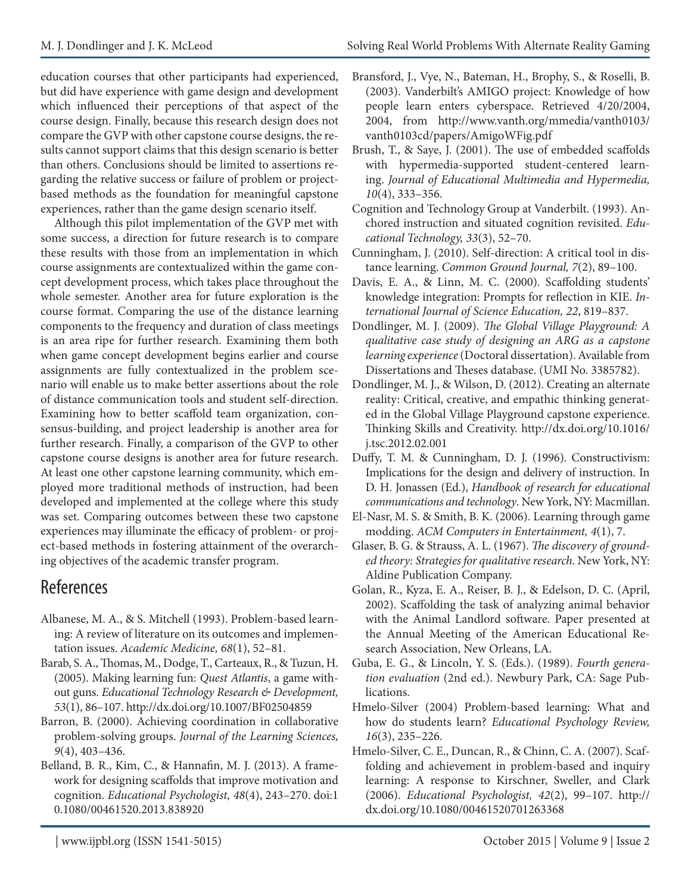education courses that other participants had experienced, but did have experience with game design and development which influenced their perceptions of that aspect of the course design. Finally, because this research design does not compare the GVP with other capstone course designs, the results cannot support claims that this design scenario is better than others. Conclusions should be limited to assertions regarding the relative success or failure of problem or project-based methods as the foundation for meaningful capstone experiences, rather than the game design scenario itself.

Although this pilot implementation of the GVP met with some success, a direction for future research is to compare these results with those from an implementation in which course assignments are contextualized within the game concept development process, which takes place throughout the whole semester. Another area for future exploration is the course format. Comparing the use of the distance learning components to the frequency and duration of class meetings is an area ripe for further research. Examining them both when game concept development begins earlier and course assignments are fully contextualized in the problem scenario will enable us to make better assertions about the role of distance communication tools and student self-direction. Examining how to better scaffold team organization, consensus-building, and project leadership is another area for further research. Finally, a comparison of the GVP to other capstone course designs is another area for future research. At least one other capstone learning community, which employed more traditional methods of instruction, had been developed and implemented at the college where this study was set. Comparing outcomes between these two capstone experiences may illuminate the efficacy of problem- or project-based methods in fostering attainment of the overarching objectives of the academic transfer program.

## References

Albanese, M. A., & S. Mitchell (1993). Problem-based learning: A review of literature on its outcomes and implementation issues. *Academic Medicine, 68*(1), 52–81.

Barab, S. A., Thomas, M., Dodge, T., Carteaux, R., & Tuzun, H. (2005). Making learning fun: *Quest Atlantis*, a game without guns. *Educational Technology Research & Development, 53*(1), 86–107. http://dx.doi.org/10.1007/BF02504859

Barron, B. (2000). Achieving coordination in collaborative problem-solving groups. *Journal of the Learning Sciences, 9*(4), 403–436.

Belland, B. R., Kim, C., & Hannafin, M. J. (2013). A framework for designing scaffolds that improve motivation and cognition. *Educational Psychologist, 48*(4), 243–270. doi:10.1080/00461520.2013.838920

Bransford, J., Vye, N., Bateman, H., Brophy, S., & Roselli, B. (2003). Vanderbilt's AMIGO project: Knowledge of how people learn enters cyberspace. Retrieved 4/20/2004, 2004, from http://www.vanth.org/mmedia/vanth0103/vanth0103cd/papers/AmigoWFig.pdf

Brush, T., & Saye, J. (2001). The use of embedded scaffolds with hypermedia-supported student-centered learning. *Journal of Educational Multimedia and Hypermedia, 10*(4), 333–356.

Cognition and Technology Group at Vanderbilt. (1993). Anchored instruction and situated cognition revisited. *Educational Technology, 33*(3), 52–70.

Cunningham, J. (2010). Self-direction: A critical tool in distance learning. *Common Ground Journal, 7*(2), 89–100.

Davis, E. A., & Linn, M. C. (2000). Scaffolding students' knowledge integration: Prompts for reflection in KIE. *International Journal of Science Education, 22*, 819–837.

Dondlinger, M. J. (2009). *The Global Village Playground: A qualitative case study of designing an ARG as a capstone learning experience* (Doctoral dissertation). Available from Dissertations and Theses database. (UMI No. 3385782).

Dondlinger, M. J., & Wilson, D. (2012). Creating an alternate reality: Critical, creative, and empathic thinking generated in the Global Village Playground capstone experience. Thinking Skills and Creativity. http://dx.doi.org/10.1016/j.tsc.2012.02.001

Duffy, T. M. & Cunningham, D. J. (1996). Constructivism: Implications for the design and delivery of instruction. In D. H. Jonassen (Ed.), *Handbook of research for educational communications and technology*. New York, NY: Macmillan.

El-Nasr, M. S. & Smith, B. K. (2006). Learning through game modding. *ACM Computers in Entertainment, 4*(1), 7.

Glaser, B. G. & Strauss, A. L. (1967). *The discovery of grounded theory: Strategies for qualitative research*. New York, NY: Aldine Publication Company.

Golan, R., Kyza, E. A., Reiser, B. J., & Edelson, D. C. (April, 2002). Scaffolding the task of analyzing animal behavior with the Animal Landlord software. Paper presented at the Annual Meeting of the American Educational Research Association, New Orleans, LA.

Guba, E. G., & Lincoln, Y. S. (Eds.). (1989). *Fourth generation evaluation* (2nd ed.). Newbury Park, CA: Sage Publications.

Hmelo-Silver (2004) Problem-based learning: What and how do students learn? *Educational Psychology Review, 16*(3), 235–226.

Hmelo-Silver, C. E., Duncan, R., & Chinn, C. A. (2007). Scaffolding and achievement in problem-based and inquiry learning: A response to Kirschner, Sweller, and Clark (2006). *Educational Psychologist, 42*(2), 99–107. http://dx.doi.org/10.1080/00461520701263368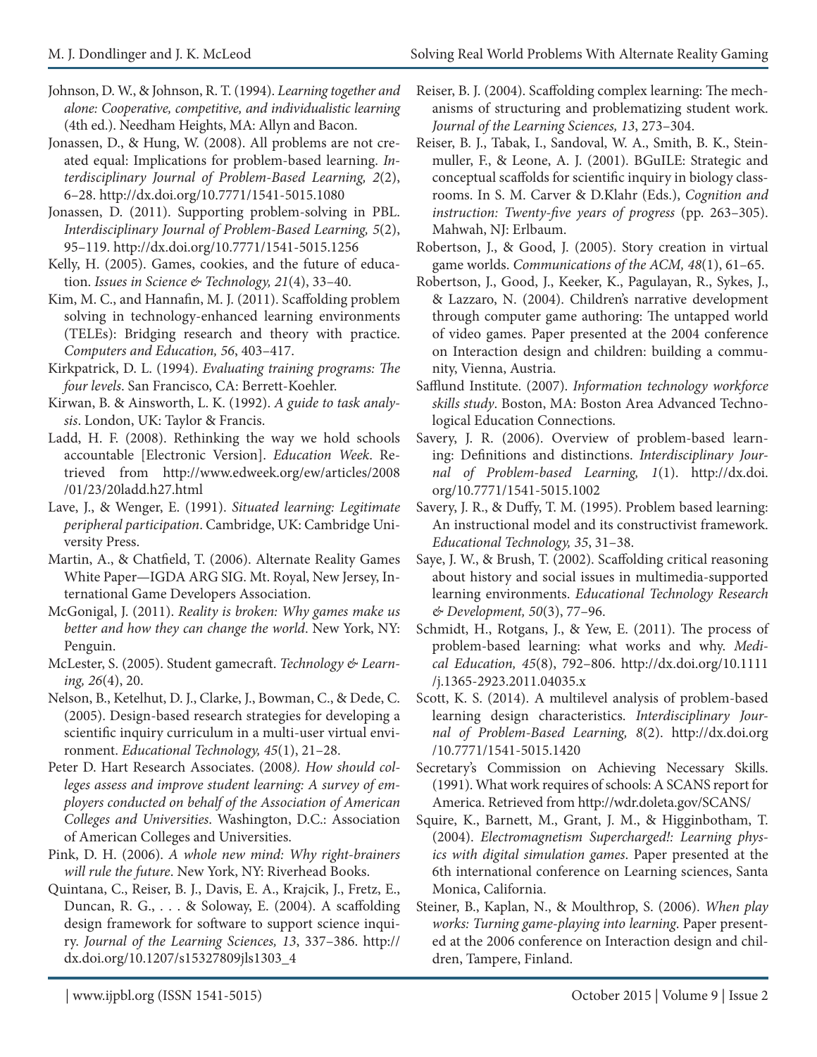Johnson, D. W., & Johnson, R. T. (1994). *Learning together and alone: Cooperative, competitive, and individualistic learning* (4th ed.). Needham Heights, MA: Allyn and Bacon.

Jonassen, D., & Hung, W. (2008). All problems are not created equal: Implications for problem-based learning. *Interdisciplinary Journal of Problem-Based Learning, 2*(2), 6–28. http://dx.doi.org/10.7771/1541-5015.1080

Jonassen, D. (2011). Supporting problem-solving in PBL. *Interdisciplinary Journal of Problem-Based Learning, 5*(2), 95–119. http://dx.doi.org/10.7771/1541-5015.1256

Kelly, H. (2005). Games, cookies, and the future of education. *Issues in Science & Technology, 21*(4), 33–40.

Kim, M. C., and Hannafin, M. J. (2011). Scaffolding problem solving in technology-enhanced learning environments (TELEs): Bridging research and theory with practice. *Computers and Education, 56*, 403–417.

Kirkpatrick, D. L. (1994). *Evaluating training programs: The four levels*. San Francisco, CA: Berrett-Koehler.

Kirwan, B. & Ainsworth, L. K. (1992). *A guide to task analysis*. London, UK: Taylor & Francis.

Ladd, H. F. (2008). Rethinking the way we hold schools accountable [Electronic Version]. *Education Week*. Retrieved from http://www.edweek.org/ew/articles/2008/01/23/20ladd.h27.html

Lave, J., & Wenger, E. (1991). *Situated learning: Legitimate peripheral participation*. Cambridge, UK: Cambridge University Press.

Martin, A., & Chatfield, T. (2006). Alternate Reality Games White Paper—IGDA ARG SIG. Mt. Royal, New Jersey, International Game Developers Association.

McGonigal, J. (2011). *Reality is broken: Why games make us better and how they can change the world*. New York, NY: Penguin.

McLester, S. (2005). Student gamecraft. *Technology & Learning, 26*(4), 20.

Nelson, B., Ketelhut, D. J., Clarke, J., Bowman, C., & Dede, C. (2005). Design-based research strategies for developing a scientific inquiry curriculum in a multi-user virtual environment. *Educational Technology, 45*(1), 21–28.

Peter D. Hart Research Associates. (2008). *How should colleges assess and improve student learning: A survey of employers conducted on behalf of the Association of American Colleges and Universities*. Washington, D.C.: Association of American Colleges and Universities.

Pink, D. H. (2006). *A whole new mind: Why right-brainers will rule the future*. New York, NY: Riverhead Books.

Quintana, C., Reiser, B. J., Davis, E. A., Krajcik, J., Fretz, E., Duncan, R. G., . . . & Soloway, E. (2004). A scaffolding design framework for software to support science inquiry. *Journal of the Learning Sciences, 13*, 337–386. http://dx.doi.org/10.1207/s15327809jls1303_4

Reiser, B. J. (2004). Scaffolding complex learning: The mechanisms of structuring and problematizing student work. *Journal of the Learning Sciences, 13*, 273–304.

Reiser, B. J., Tabak, I., Sandoval, W. A., Smith, B. K., Steinmuller, F., & Leone, A. J. (2001). BGuILE: Strategic and conceptual scaffolds for scientific inquiry in biology classrooms. In S. M. Carver & D.Klahr (Eds.), *Cognition and instruction: Twenty-five years of progress* (pp. 263–305). Mahwah, NJ: Erlbaum.

Robertson, J., & Good, J. (2005). Story creation in virtual game worlds. *Communications of the ACM, 48*(1), 61–65.

Robertson, J., Good, J., Keeker, K., Pagulayan, R., Sykes, J., & Lazzaro, N. (2004). Children's narrative development through computer game authoring: The untapped world of video games. Paper presented at the 2004 conference on Interaction design and children: building a community, Vienna, Austria.

Safflund Institute. (2007). *Information technology workforce skills study*. Boston, MA: Boston Area Advanced Technological Education Connections.

Savery, J. R. (2006). Overview of problem-based learning: Definitions and distinctions. *Interdisciplinary Journal of Problem-based Learning, 1*(1). http://dx.doi.org/10.7771/1541-5015.1002

Savery, J. R., & Duffy, T. M. (1995). Problem based learning: An instructional model and its constructivist framework. *Educational Technology, 35*, 31–38.

Saye, J. W., & Brush, T. (2002). Scaffolding critical reasoning about history and social issues in multimedia-supported learning environments. *Educational Technology Research & Development, 50*(3), 77–96.

Schmidt, H., Rotgans, J., & Yew, E. (2011). The process of problem-based learning: what works and why. *Medical Education, 45*(8), 792–806. http://dx.doi.org/10.1111/j.1365-2923.2011.04035.x

Scott, K. S. (2014). A multilevel analysis of problem-based learning design characteristics. *Interdisciplinary Journal of Problem-Based Learning, 8*(2). http://dx.doi.org/10.7771/1541-5015.1420

Secretary's Commission on Achieving Necessary Skills. (1991). What work requires of schools: A SCANS report for America. Retrieved from http://wdr.doleta.gov/SCANS/

Squire, K., Barnett, M., Grant, J. M., & Higginbotham, T. (2004). *Electromagnetism Supercharged!: Learning physics with digital simulation games*. Paper presented at the 6th international conference on Learning sciences, Santa Monica, California.

Steiner, B., Kaplan, N., & Moulthrop, S. (2006). *When play works: Turning game-playing into learning*. Paper presented at the 2006 conference on Interaction design and children, Tampere, Finland.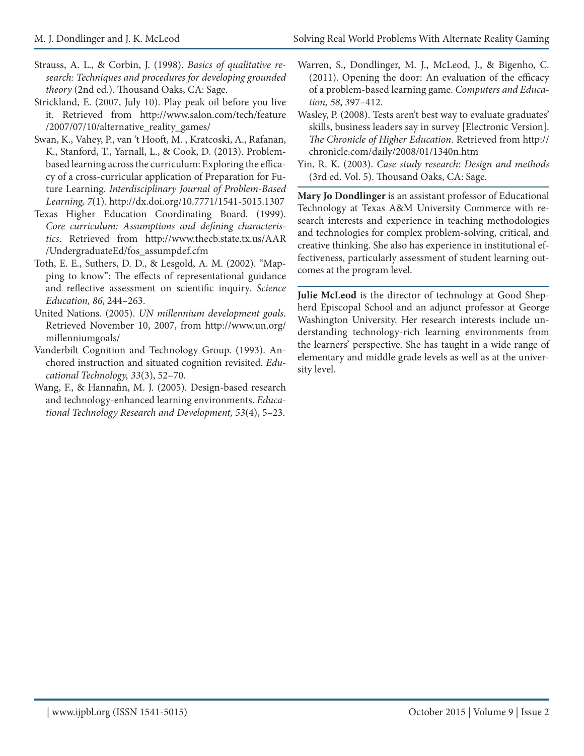Strauss, A. L., & Corbin, J. (1998). *Basics of qualitative research: Techniques and procedures for developing grounded theory* (2nd ed.). Thousand Oaks, CA: Sage.

Strickland, E. (2007, July 10). Play peak oil before you live it. Retrieved from http://www.salon.com/tech/feature/2007/07/10/alternative_reality_games/

Swan, K., Vahey, P., van 't Hooft, M. , Kratcoski, A., Rafanan, K., Stanford, T., Yarnall, L., & Cook, D. (2013). Problem-based learning across the curriculum: Exploring the efficacy of a cross-curricular application of Preparation for Future Learning. *Interdisciplinary Journal of Problem-Based Learning, 7*(1). http://dx.doi.org/10.7771/1541-5015.1307

Texas Higher Education Coordinating Board. (1999). *Core curriculum: Assumptions and defining characteristics*. Retrieved from http://www.thecb.state.tx.us/AAR/UndergraduateEd/fos_assumpdef.cfm

Toth, E. E., Suthers, D. D., & Lesgold, A. M. (2002). "Mapping to know": The effects of representational guidance and reflective assessment on scientific inquiry. *Science Education, 86*, 244–263.

United Nations. (2005). *UN millennium development goals*. Retrieved November 10, 2007, from http://www.un.org/millenniumgoals/

Vanderbilt Cognition and Technology Group. (1993). Anchored instruction and situated cognition revisited. *Educational Technology, 33*(3), 52–70.

Wang, F., & Hannafin, M. J. (2005). Design-based research and technology-enhanced learning environments. *Educational Technology Research and Development, 53*(4), 5–23.

Warren, S., Dondlinger, M. J., McLeod, J., & Bigenho, C. (2011). Opening the door: An evaluation of the efficacy of a problem-based learning game. *Computers and Education, 58*, 397–412.

Wasley, P. (2008). Tests aren't best way to evaluate graduates' skills, business leaders say in survey [Electronic Version]. *The Chronicle of Higher Education*. Retrieved from http://chronicle.com/daily/2008/01/1340n.htm

Yin, R. K. (2003). *Case study research: Design and methods* (3rd ed. Vol. 5). Thousand Oaks, CA: Sage.

---

**Mary Jo Dondlinger** is an assistant professor of Educational Technology at Texas A&M University Commerce with research interests and experience in teaching methodologies and technologies for complex problem-solving, critical, and creative thinking. She also has experience in institutional effectiveness, particularly assessment of student learning outcomes at the program level.

---

**Julie McLeod** is the director of technology at Good Shepherd Episcopal School and an adjunct professor at George Washington University. Her research interests include understanding technology-rich learning environments from the learners' perspective. She has taught in a wide range of elementary and middle grade levels as well as at the university level.